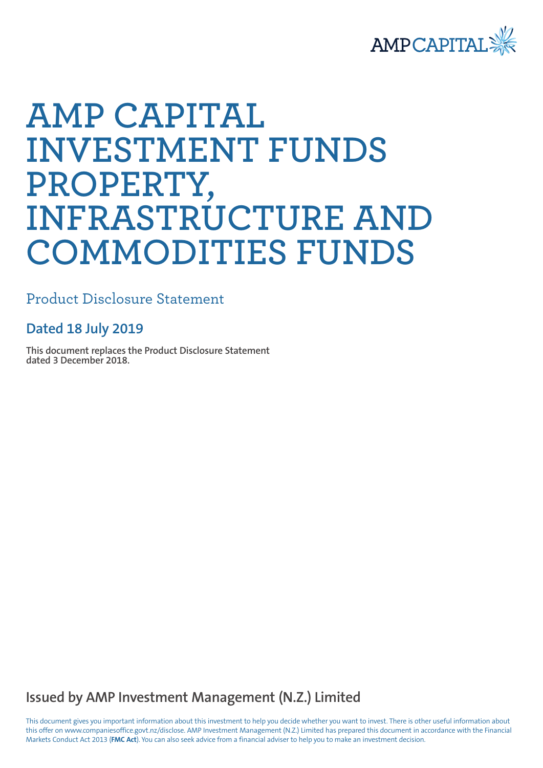AMP CAPITAL

# AMP CAPITAL INVESTMENT FUNDS PROPERTY, INFRASTRUCTURE AND COMMODITIES FUNDS

## Product Disclosure Statement

### Dated 18 July 2019

**This document replaces the Product Disclosure Statement dated 3 December 2018.**

## Issued by AMP Investment Management (N.Z.) Limited

This document gives you important information about this investment to help you decide whether you want to invest. There is other useful information about this offer on www.companiesoffice.govt.nz/disclose. AMP Investment Management (N.Z.) Limited has prepared this document in accordance with the Financial Markets Conduct Act 2013 (**FMC Act**). You can also seek advice from a financial adviser to help you to make an investment decision.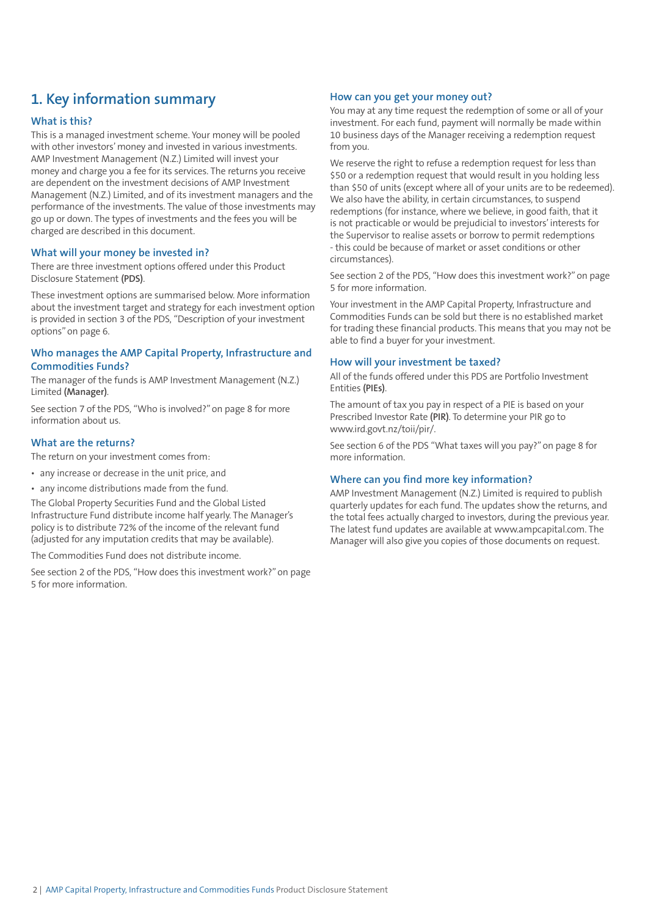# 1. Key information summary

## What is this?

This is a managed investment scheme. Your money will be pooled with other investors' money and invested in various investments. AMP Investment Management (N.Z.) Limited will invest your money and charge you a fee for its services. The returns you receive are dependent on the investment decisions of AMP Investment Management (N.Z.) Limited, and of its investment managers and the performance of the investments. The value of those investments may go up or down. The types of investments and the fees you will be charged are described in this document.

## What will your money be invested in?

There are three investment options offered under this Product Disclosure Statement **(PDS)**.

These investment options are summarised below. More information about the investment target and strategy for each investment option is provided in section 3 of the PDS, "Description of your investment options" on page 6.

## Who manages the AMP Capital Property, Infrastructure and Commodities Funds?

The manager of the funds is AMP Investment Management (N.Z.) Limited **(Manager)**.

See section 7 of the PDS, "Who is involved?" on page 8 for more information about us.

## What are the returns?

The return on your investment comes from:

- any increase or decrease in the unit price, and
- any income distributions made from the fund.

The Global Property Securities Fund and the Global Listed Infrastructure Fund distribute income half yearly. The Manager's policy is to distribute 72% of the income of the relevant fund (adjusted for any imputation credits that may be available).

The Commodities Fund does not distribute income.

See section 2 of the PDS, "How does this investment work?" on page 5 for more information.

## How can you get your money out?

You may at any time request the redemption of some or all of your investment. For each fund, payment will normally be made within 10 business days of the Manager receiving a redemption request from you.

We reserve the right to refuse a redemption request for less than $50 or a redemption request that would result in you holding less than $50 of units (except where all of your units are to be redeemed). We also have the ability, in certain circumstances, to suspend redemptions (for instance, where we believe, in good faith, that it is not practicable or would be prejudicial to investors' interests for the Supervisor to realise assets or borrow to permit redemptions - this could be because of market or asset conditions or other circumstances).

See section 2 of the PDS, "How does this investment work?" on page 5 for more information.

Your investment in the AMP Capital Property, Infrastructure and Commodities Funds can be sold but there is no established market for trading these financial products. This means that you may not be able to find a buyer for your investment.

## How will your investment be taxed?

All of the funds offered under this PDS are Portfolio Investment Entities **(PIEs)**.

The amount of tax you pay in respect of a PIE is based on your Prescribed Investor Rate **(PIR)**. To determine your PIR go to www.ird.govt.nz/toii/pir/.

See section 6 of the PDS "What taxes will you pay?" on page 8 for more information.

## Where can you find more key information?

AMP Investment Management (N.Z.) Limited is required to publish quarterly updates for each fund. The updates show the returns, and the total fees actually charged to investors, during the previous year. The latest fund updates are available at www.ampcapital.com. The Manager will also give you copies of those documents on request.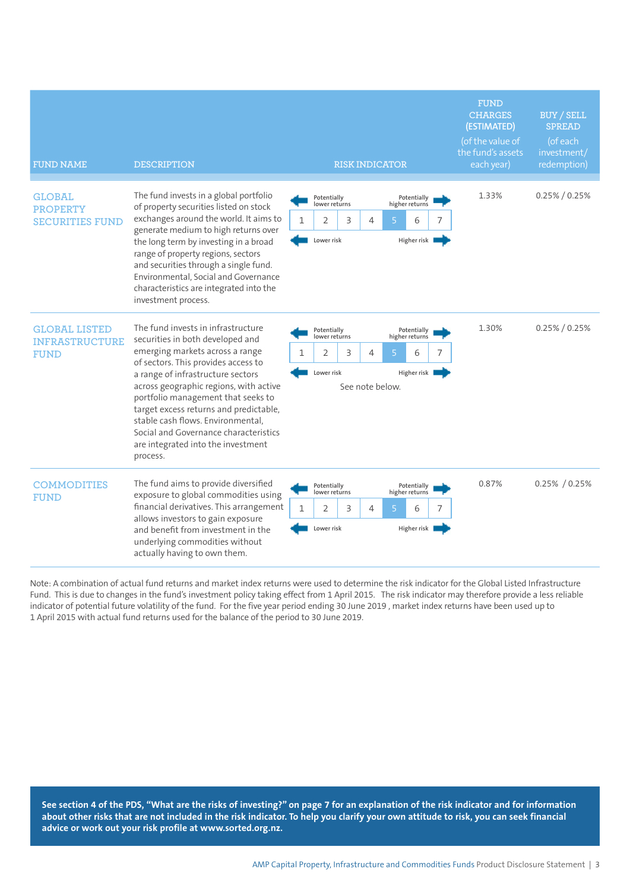| FUND NAME | DESCRIPTION | RISK INDICATOR | FUND CHARGES (ESTIMATED) (of the value of the fund's assets each year) | BUY / SELL SPREAD (of each investment/ redemption) |
|---|---|---|---|---|
| GLOBAL PROPERTY SECURITIES FUND | The fund invests in a global portfolio of property securities listed on stock exchanges around the world. It aims to generate medium to high returns over the long term by investing in a broad range of property regions, sectors and securities through a single fund. Environmental, Social and Governance characteristics are integrated into the investment process. | Potentially lower returns / Potentially higher returns; 1 2 3 4 **5** 6 7; Lower risk / Higher risk | 1.33% | 0.25% / 0.25% |
| GLOBAL LISTED INFRASTRUCTURE FUND | The fund invests in infrastructure securities in both developed and emerging markets across a range of sectors. This provides access to a range of infrastructure sectors across geographic regions, with active portfolio management that seeks to target excess returns and predictable, stable cash flows. Environmental, Social and Governance characteristics are integrated into the investment process. | Potentially lower returns / Potentially higher returns; 1 2 3 4 **5** 6 7; Lower risk / Higher risk. See note below. | 1.30% | 0.25% / 0.25% |
| COMMODITIES FUND | The fund aims to provide diversified exposure to global commodities using financial derivatives. This arrangement allows investors to gain exposure and benefit from investment in the underlying commodities without actually having to own them. | Potentially lower returns / Potentially higher returns; 1 2 3 4 **5** 6 7; Lower risk / Higher risk | 0.87% | 0.25% / 0.25% |

Note: A combination of actual fund returns and market index returns were used to determine the risk indicator for the Global Listed Infrastructure Fund. This is due to changes in the fund's investment policy taking effect from 1 April 2015. The risk indicator may therefore provide a less reliable indicator of potential future volatility of the fund. For the five year period ending 30 June 2019 , market index returns have been used up to 1 April 2015 with actual fund returns used for the balance of the period to 30 June 2019.

**See section 4 of the PDS, "What are the risks of investing?" on page 7 for an explanation of the risk indicator and for information about other risks that are not included in the risk indicator. To help you clarify your own attitude to risk, you can seek financial advice or work out your risk profile at www.sorted.org.nz.**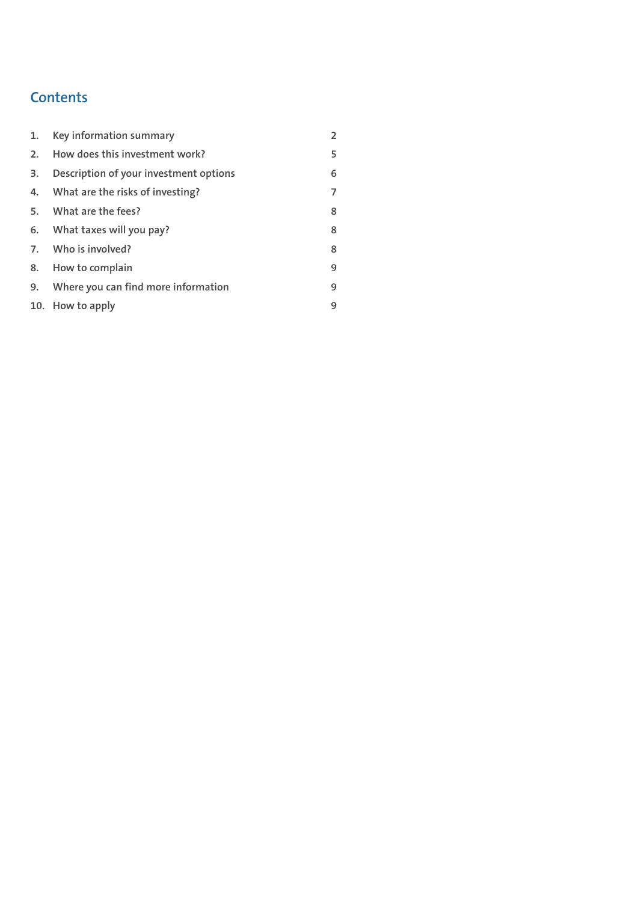## Contents

| | | |
|---|---|---|
| 1. | Key information summary | 2 |
| 2. | How does this investment work? | 5 |
| 3. | Description of your investment options | 6 |
| 4. | What are the risks of investing? | 7 |
| 5. | What are the fees? | 8 |
| 6. | What taxes will you pay? | 8 |
| 7. | Who is involved? | 8 |
| 8. | How to complain | 9 |
| 9. | Where you can find more information | 9 |
| 10. | How to apply | 9 |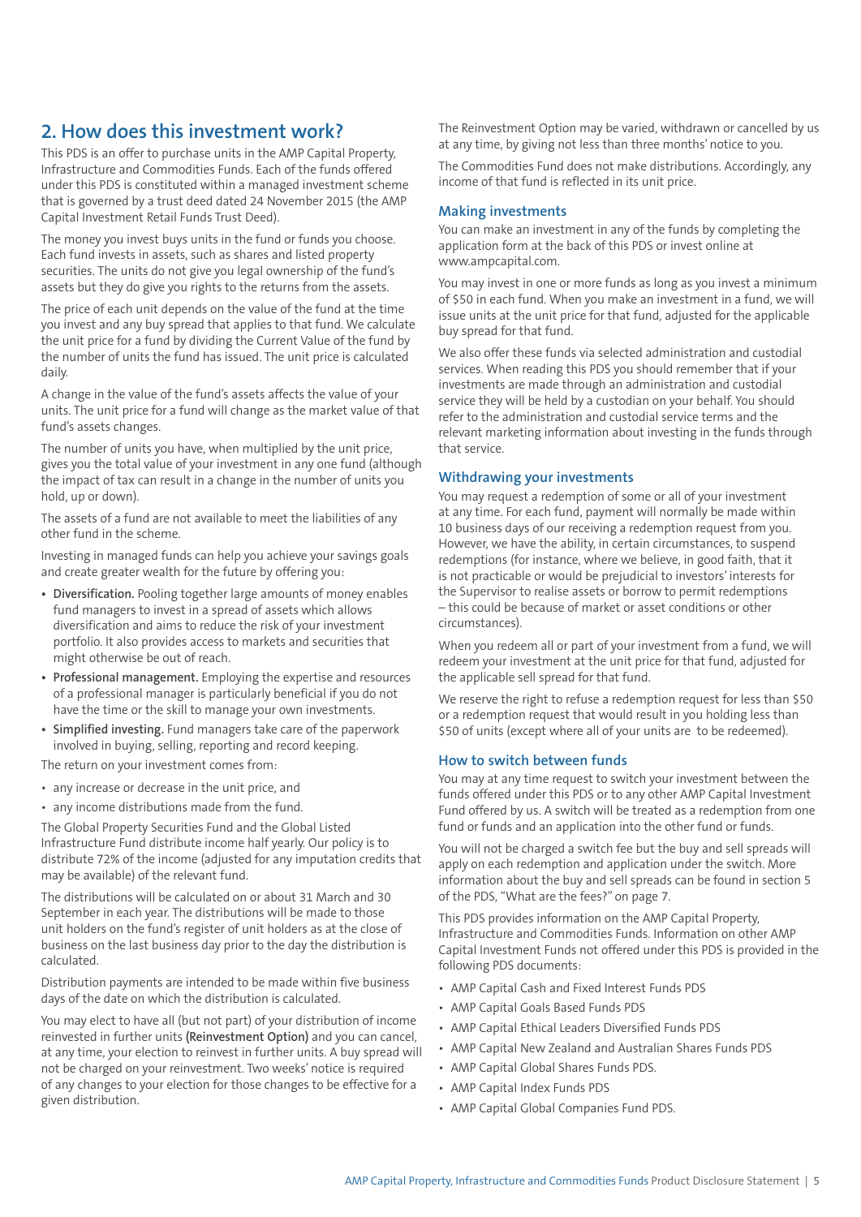## 2. How does this investment work?

This PDS is an offer to purchase units in the AMP Capital Property, Infrastructure and Commodities Funds. Each of the funds offered under this PDS is constituted within a managed investment scheme that is governed by a trust deed dated 24 November 2015 (the AMP Capital Investment Retail Funds Trust Deed).

The money you invest buys units in the fund or funds you choose. Each fund invests in assets, such as shares and listed property securities. The units do not give you legal ownership of the fund's assets but they do give you rights to the returns from the assets.

The price of each unit depends on the value of the fund at the time you invest and any buy spread that applies to that fund. We calculate the unit price for a fund by dividing the Current Value of the fund by the number of units the fund has issued. The unit price is calculated daily.

A change in the value of the fund's assets affects the value of your units. The unit price for a fund will change as the market value of that fund's assets changes.

The number of units you have, when multiplied by the unit price, gives you the total value of your investment in any one fund (although the impact of tax can result in a change in the number of units you hold, up or down).

The assets of a fund are not available to meet the liabilities of any other fund in the scheme.

Investing in managed funds can help you achieve your savings goals and create greater wealth for the future by offering you:

- **Diversification.** Pooling together large amounts of money enables fund managers to invest in a spread of assets which allows diversification and aims to reduce the risk of your investment portfolio. It also provides access to markets and securities that might otherwise be out of reach.
- **Professional management.** Employing the expertise and resources of a professional manager is particularly beneficial if you do not have the time or the skill to manage your own investments.
- **Simplified investing.** Fund managers take care of the paperwork involved in buying, selling, reporting and record keeping.

The return on your investment comes from:

- any increase or decrease in the unit price, and
- any income distributions made from the fund.

The Global Property Securities Fund and the Global Listed Infrastructure Fund distribute income half yearly. Our policy is to distribute 72% of the income (adjusted for any imputation credits that may be available) of the relevant fund.

The distributions will be calculated on or about 31 March and 30 September in each year. The distributions will be made to those unit holders on the fund's register of unit holders as at the close of business on the last business day prior to the day the distribution is calculated.

Distribution payments are intended to be made within five business days of the date on which the distribution is calculated.

You may elect to have all (but not part) of your distribution of income reinvested in further units **(Reinvestment Option)** and you can cancel, at any time, your election to reinvest in further units. A buy spread will not be charged on your reinvestment. Two weeks' notice is required of any changes to your election for those changes to be effective for a given distribution.

The Reinvestment Option may be varied, withdrawn or cancelled by us at any time, by giving not less than three months' notice to you.

The Commodities Fund does not make distributions. Accordingly, any income of that fund is reflected in its unit price.

### Making investments

You can make an investment in any of the funds by completing the application form at the back of this PDS or invest online at www.ampcapital.com.

You may invest in one or more funds as long as you invest a minimum of $50 in each fund. When you make an investment in a fund, we will issue units at the unit price for that fund, adjusted for the applicable buy spread for that fund.

We also offer these funds via selected administration and custodial services. When reading this PDS you should remember that if your investments are made through an administration and custodial service they will be held by a custodian on your behalf. You should refer to the administration and custodial service terms and the relevant marketing information about investing in the funds through that service.

### Withdrawing your investments

You may request a redemption of some or all of your investment at any time. For each fund, payment will normally be made within 10 business days of our receiving a redemption request from you. However, we have the ability, in certain circumstances, to suspend redemptions (for instance, where we believe, in good faith, that it is not practicable or would be prejudicial to investors' interests for the Supervisor to realise assets or borrow to permit redemptions – this could be because of market or asset conditions or other circumstances).

When you redeem all or part of your investment from a fund, we will redeem your investment at the unit price for that fund, adjusted for the applicable sell spread for that fund.

We reserve the right to refuse a redemption request for less than $50 or a redemption request that would result in you holding less than $50 of units (except where all of your units are to be redeemed).

### How to switch between funds

You may at any time request to switch your investment between the funds offered under this PDS or to any other AMP Capital Investment Fund offered by us. A switch will be treated as a redemption from one fund or funds and an application into the other fund or funds.

You will not be charged a switch fee but the buy and sell spreads will apply on each redemption and application under the switch. More information about the buy and sell spreads can be found in section 5 of the PDS, "What are the fees?" on page 7.

This PDS provides information on the AMP Capital Property, Infrastructure and Commodities Funds. Information on other AMP Capital Investment Funds not offered under this PDS is provided in the following PDS documents:

- AMP Capital Cash and Fixed Interest Funds PDS
- AMP Capital Goals Based Funds PDS
- AMP Capital Ethical Leaders Diversified Funds PDS
- AMP Capital New Zealand and Australian Shares Funds PDS
- AMP Capital Global Shares Funds PDS.
- AMP Capital Index Funds PDS
- AMP Capital Global Companies Fund PDS.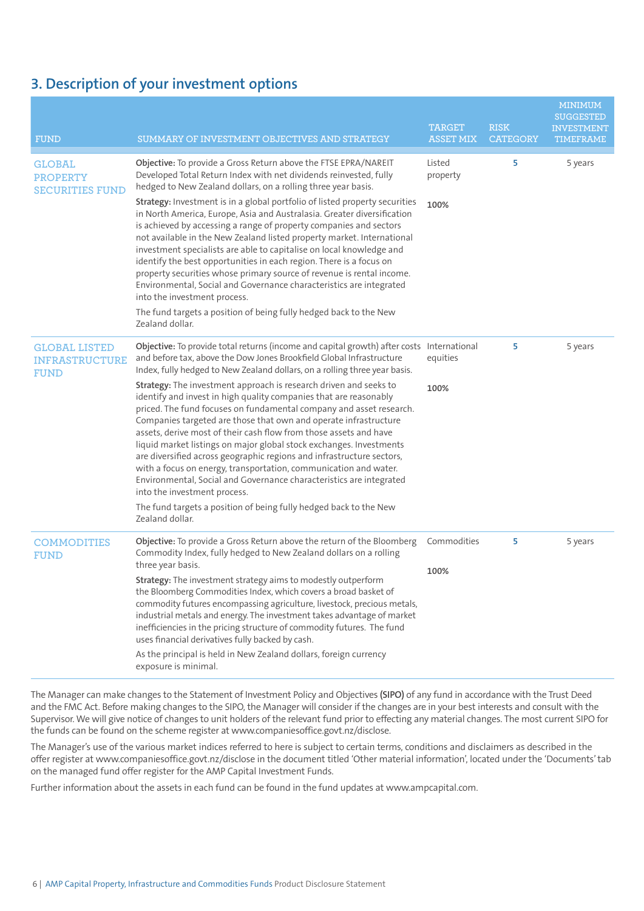## 3. Description of your investment options

| FUND | SUMMARY OF INVESTMENT OBJECTIVES AND STRATEGY | TARGET ASSET MIX | RISK CATEGORY | MINIMUM SUGGESTED INVESTMENT TIMEFRAME |
|---|---|---|---|---|
| GLOBAL PROPERTY SECURITIES FUND | **Objective:** To provide a Gross Return above the FTSE EPRA/NAREIT Developed Total Return Index with net dividends reinvested, fully hedged to New Zealand dollars, on a rolling three year basis.<br><br>**Strategy:** Investment is in a global portfolio of listed property securities in North America, Europe, Asia and Australasia. Greater diversification is achieved by accessing a range of property companies and sectors not available in the New Zealand listed property market. International investment specialists are able to capitalise on local knowledge and identify the best opportunities in each region. There is a focus on property securities whose primary source of revenue is rental income. Environmental, Social and Governance characteristics are integrated into the investment process.<br><br>The fund targets a position of being fully hedged back to the New Zealand dollar. | Listed property<br><br>**100%** | 5 | 5 years |
| GLOBAL LISTED INFRASTRUCTURE FUND | **Objective:** To provide total returns (income and capital growth) after costs and before tax, above the Dow Jones Brookfield Global Infrastructure Index, fully hedged to New Zealand dollars, on a rolling three year basis.<br><br>**Strategy:** The investment approach is research driven and seeks to identify and invest in high quality companies that are reasonably priced. The fund focuses on fundamental company and asset research. Companies targeted are those that own and operate infrastructure assets, derive most of their cash flow from those assets and have liquid market listings on major global stock exchanges. Investments are diversified across geographic regions and infrastructure sectors, with a focus on energy, transportation, communication and water. Environmental, Social and Governance characteristics are integrated into the investment process.<br><br>The fund targets a position of being fully hedged back to the New Zealand dollar. | International equities<br><br>**100%** | 5 | 5 years |
| COMMODITIES FUND | **Objective:** To provide a Gross Return above the return of the Bloomberg Commodity Index, fully hedged to New Zealand dollars on a rolling three year basis.<br><br>**Strategy:** The investment strategy aims to modestly outperform the Bloomberg Commodities Index, which covers a broad basket of commodity futures encompassing agriculture, livestock, precious metals, industrial metals and energy. The investment takes advantage of market inefficiencies in the pricing structure of commodity futures. The fund uses financial derivatives fully backed by cash.<br><br>As the principal is held in New Zealand dollars, foreign currency exposure is minimal. | Commodities<br><br>**100%** | 5 | 5 years |

The Manager can make changes to the Statement of Investment Policy and Objectives **(SIPO)** of any fund in accordance with the Trust Deed and the FMC Act. Before making changes to the SIPO, the Manager will consider if the changes are in your best interests and consult with the Supervisor. We will give notice of changes to unit holders of the relevant fund prior to effecting any material changes. The most current SIPO for the funds can be found on the scheme register at www.companiesoffice.govt.nz/disclose.

The Manager's use of the various market indices referred to here is subject to certain terms, conditions and disclaimers as described in the offer register at www.companiesoffice.govt.nz/disclose in the document titled 'Other material information', located under the 'Documents' tab on the managed fund offer register for the AMP Capital Investment Funds.

Further information about the assets in each fund can be found in the fund updates at www.ampcapital.com.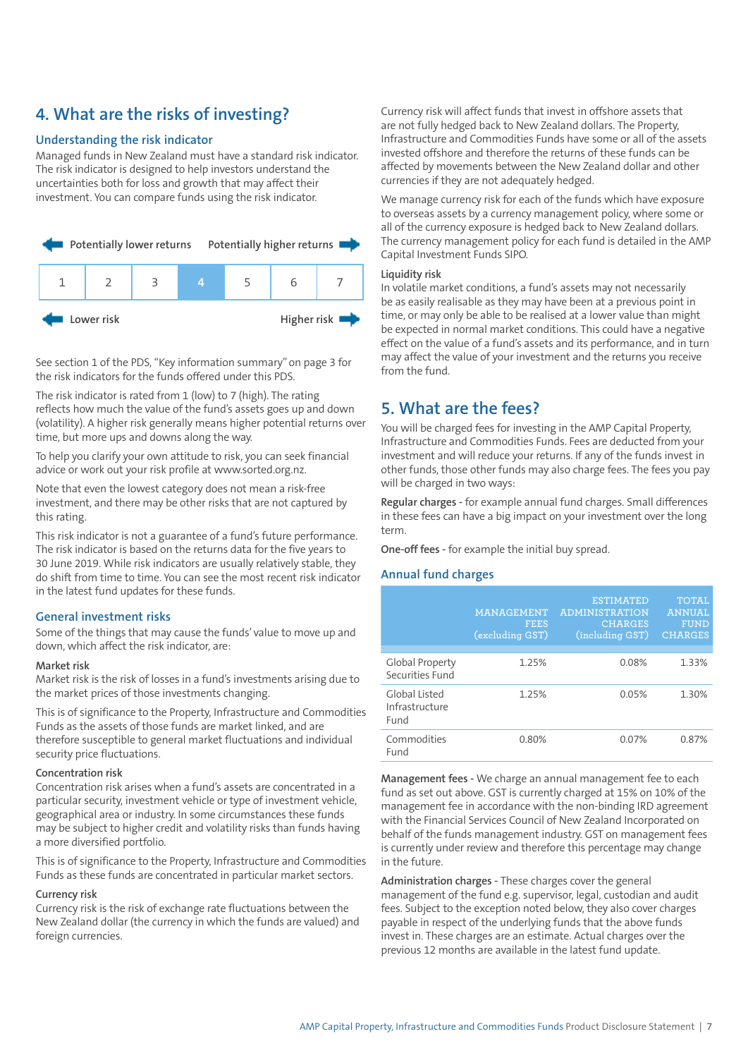## 4. What are the risks of investing?

### Understanding the risk indicator

Managed funds in New Zealand must have a standard risk indicator. The risk indicator is designed to help investors understand the uncertainties both for loss and growth that may affect their investment. You can compare funds using the risk indicator.

Potentially lower returns — Potentially higher returns

| 1 | 2 | 3 | **4** | 5 | 6 | 7 |
|---|---|---|---|---|---|---|

Lower risk — Higher risk

See section 1 of the PDS, "Key information summary" on page 3 for the risk indicators for the funds offered under this PDS.

The risk indicator is rated from 1 (low) to 7 (high). The rating reflects how much the value of the fund's assets goes up and down (volatility). A higher risk generally means higher potential returns over time, but more ups and downs along the way.

To help you clarify your own attitude to risk, you can seek financial advice or work out your risk profile at www.sorted.org.nz.

Note that even the lowest category does not mean a risk-free investment, and there may be other risks that are not captured by this rating.

This risk indicator is not a guarantee of a fund's future performance. The risk indicator is based on the returns data for the five years to 30 June 2019. While risk indicators are usually relatively stable, they do shift from time to time. You can see the most recent risk indicator in the latest fund updates for these funds.

### General investment risks

Some of the things that may cause the funds' value to move up and down, which affect the risk indicator, are:

#### Market risk

Market risk is the risk of losses in a fund's investments arising due to the market prices of those investments changing.

This is of significance to the Property, Infrastructure and Commodities Funds as the assets of those funds are market linked, and are therefore susceptible to general market fluctuations and individual security price fluctuations.

#### Concentration risk

Concentration risk arises when a fund's assets are concentrated in a particular security, investment vehicle or type of investment vehicle, geographical area or industry. In some circumstances these funds may be subject to higher credit and volatility risks than funds having a more diversified portfolio.

This is of significance to the Property, Infrastructure and Commodities Funds as these funds are concentrated in particular market sectors.

#### Currency risk

Currency risk is the risk of exchange rate fluctuations between the New Zealand dollar (the currency in which the funds are valued) and foreign currencies.

Currency risk will affect funds that invest in offshore assets that are not fully hedged back to New Zealand dollars. The Property, Infrastructure and Commodities Funds have some or all of the assets invested offshore and therefore the returns of these funds can be affected by movements between the New Zealand dollar and other currencies if they are not adequately hedged.

We manage currency risk for each of the funds which have exposure to overseas assets by a currency management policy, where some or all of the currency exposure is hedged back to New Zealand dollars. The currency management policy for each fund is detailed in the AMP Capital Investment Funds SIPO.

#### Liquidity risk

In volatile market conditions, a fund's assets may not necessarily be as easily realisable as they may have been at a previous point in time, or may only be able to be realised at a lower value than might be expected in normal market conditions. This could have a negative effect on the value of a fund's assets and its performance, and in turn may affect the value of your investment and the returns you receive from the fund.

## 5. What are the fees?

You will be charged fees for investing in the AMP Capital Property, Infrastructure and Commodities Funds. Fees are deducted from your investment and will reduce your returns. If any of the funds invest in other funds, those other funds may also charge fees. The fees you pay will be charged in two ways:

**Regular charges** - for example annual fund charges. Small differences in these fees can have a big impact on your investment over the long term.

**One-off fees** - for example the initial buy spread.

### Annual fund charges

| | MANAGEMENT FEES (excluding GST) | ESTIMATED ADMINISTRATION CHARGES (including GST) | TOTAL ANNUAL FUND CHARGES |
|---|---|---|---|
| Global Property Securities Fund | 1.25% | 0.08% | 1.33% |
| Global Listed Infrastructure Fund | 1.25% | 0.05% | 1.30% |
| Commodities Fund | 0.80% | 0.07% | 0.87% |

**Management fees** - We charge an annual management fee to each fund as set out above. GST is currently charged at 15% on 10% of the management fee in accordance with the non-binding IRD agreement with the Financial Services Council of New Zealand Incorporated on behalf of the funds management industry. GST on management fees is currently under review and therefore this percentage may change in the future.

**Administration charges** - These charges cover the general management of the fund e.g. supervisor, legal, custodian and audit fees. Subject to the exception noted below, they also cover charges payable in respect of the underlying funds that the above funds invest in. These charges are an estimate. Actual charges over the previous 12 months are available in the latest fund update.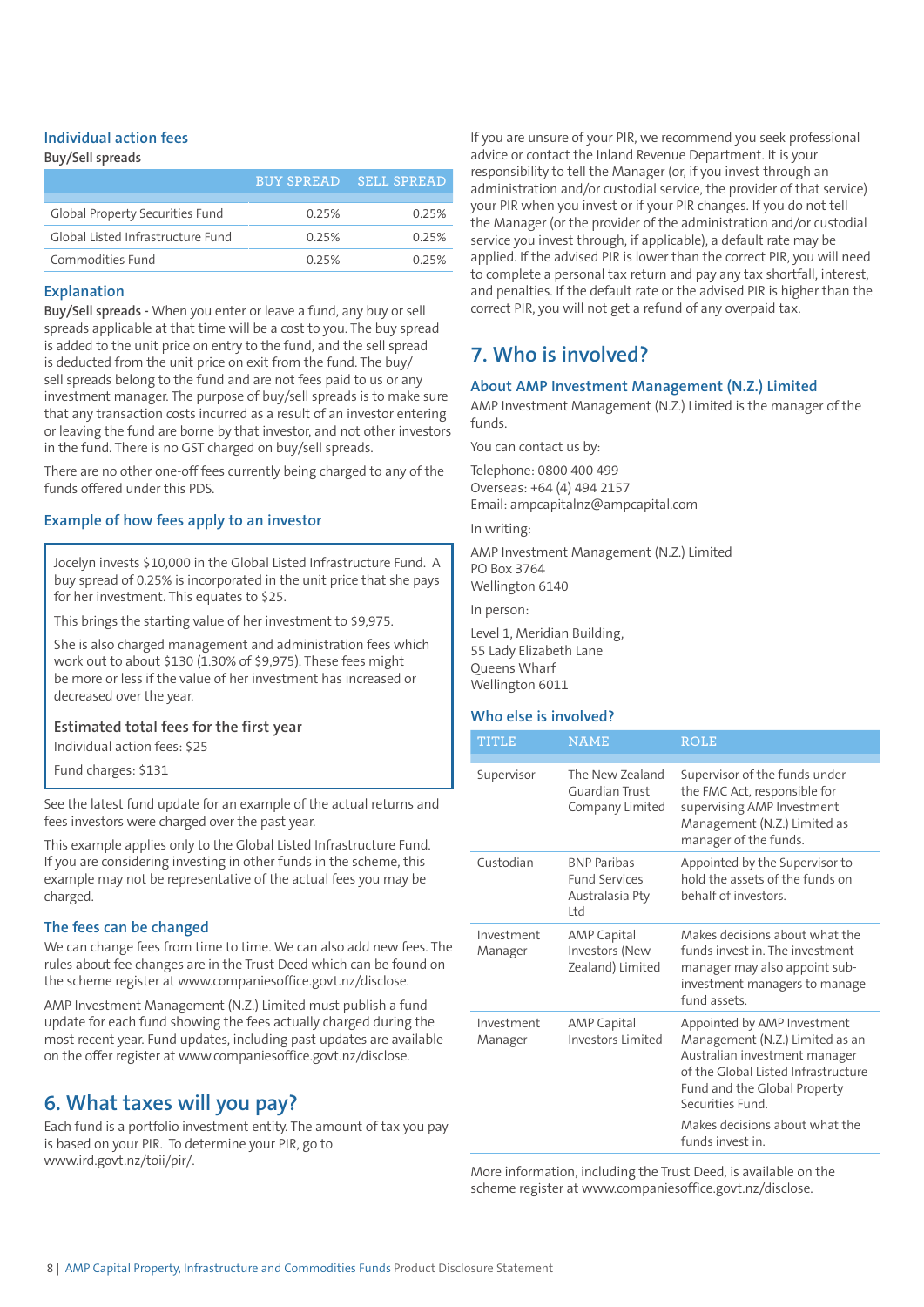### Individual action fees

**Buy/Sell spreads**

| | BUY SPREAD | SELL SPREAD |
|---|---|---|
| Global Property Securities Fund | 0.25% | 0.25% |
| Global Listed Infrastructure Fund | 0.25% | 0.25% |
| Commodities Fund | 0.25% | 0.25% |

### Explanation

**Buy/Sell spreads** - When you enter or leave a fund, any buy or sell spreads applicable at that time will be a cost to you. The buy spread is added to the unit price on entry to the fund, and the sell spread is deducted from the unit price on exit from the fund. The buy/sell spreads belong to the fund and are not fees paid to us or any investment manager. The purpose of buy/sell spreads is to make sure that any transaction costs incurred as a result of an investor entering or leaving the fund are borne by that investor, and not other investors in the fund. There is no GST charged on buy/sell spreads.

There are no other one-off fees currently being charged to any of the funds offered under this PDS.

### Example of how fees apply to an investor

Jocelyn invests $10,000 in the Global Listed Infrastructure Fund. A buy spread of 0.25% is incorporated in the unit price that she pays for her investment. This equates to $25.

This brings the starting value of her investment to $9,975.

She is also charged management and administration fees which work out to about $130 (1.30% of $9,975). These fees might be more or less if the value of her investment has increased or decreased over the year.

**Estimated total fees for the first year**

Individual action fees: $25

Fund charges: $131

See the latest fund update for an example of the actual returns and fees investors were charged over the past year.

This example applies only to the Global Listed Infrastructure Fund. If you are considering investing in other funds in the scheme, this example may not be representative of the actual fees you may be charged.

### The fees can be changed

We can change fees from time to time. We can also add new fees. The rules about fee changes are in the Trust Deed which can be found on the scheme register at www.companiesoffice.govt.nz/disclose.

AMP Investment Management (N.Z.) Limited must publish a fund update for each fund showing the fees actually charged during the most recent year. Fund updates, including past updates are available on the offer register at www.companiesoffice.govt.nz/disclose.

## 6. What taxes will you pay?

Each fund is a portfolio investment entity. The amount of tax you pay is based on your PIR. To determine your PIR, go to www.ird.govt.nz/toii/pir/.

If you are unsure of your PIR, we recommend you seek professional advice or contact the Inland Revenue Department. It is your responsibility to tell the Manager (or, if you invest through an administration and/or custodial service, the provider of that service) your PIR when you invest or if your PIR changes. If you do not tell the Manager (or the provider of the administration and/or custodial service you invest through, if applicable), a default rate may be applied. If the advised PIR is lower than the correct PIR, you will need to complete a personal tax return and pay any tax shortfall, interest, and penalties. If the default rate or the advised PIR is higher than the correct PIR, you will not get a refund of any overpaid tax.

## 7. Who is involved?

### About AMP Investment Management (N.Z.) Limited

AMP Investment Management (N.Z.) Limited is the manager of the funds.

You can contact us by:

Telephone: 0800 400 499
Overseas: +64 (4) 494 2157
Email: ampcapitalnz@ampcapital.com

In writing:

AMP Investment Management (N.Z.) Limited
PO Box 3764
Wellington 6140

In person:

Level 1, Meridian Building,
55 Lady Elizabeth Lane
Queens Wharf
Wellington 6011

### Who else is involved?

| TITLE | NAME | ROLE |
|---|---|---|
| Supervisor | The New Zealand Guardian Trust Company Limited | Supervisor of the funds under the FMC Act, responsible for supervising AMP Investment Management (N.Z.) Limited as manager of the funds. |
| Custodian | BNP Paribas Fund Services Australasia Pty Ltd | Appointed by the Supervisor to hold the assets of the funds on behalf of investors. |
| Investment Manager | AMP Capital Investors (New Zealand) Limited | Makes decisions about what the funds invest in. The investment manager may also appoint sub-investment managers to manage fund assets. |
| Investment Manager | AMP Capital Investors Limited | Appointed by AMP Investment Management (N.Z.) Limited as an Australian investment manager of the Global Listed Infrastructure Fund and the Global Property Securities Fund. Makes decisions about what the funds invest in. |

More information, including the Trust Deed, is available on the scheme register at www.companiesoffice.govt.nz/disclose.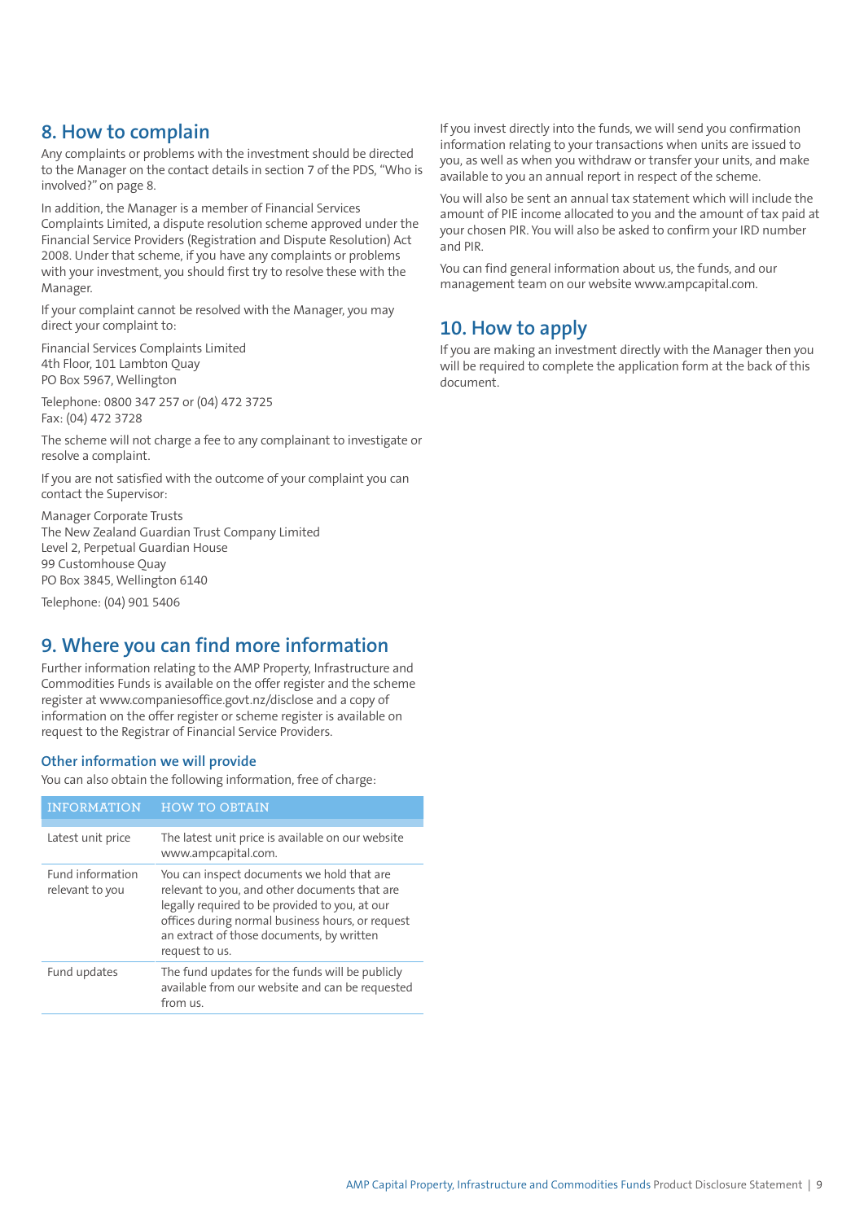## 8. How to complain

Any complaints or problems with the investment should be directed to the Manager on the contact details in section 7 of the PDS, "Who is involved?" on page 8.

In addition, the Manager is a member of Financial Services Complaints Limited, a dispute resolution scheme approved under the Financial Service Providers (Registration and Dispute Resolution) Act 2008. Under that scheme, if you have any complaints or problems with your investment, you should first try to resolve these with the Manager.

If your complaint cannot be resolved with the Manager, you may direct your complaint to:

Financial Services Complaints Limited
4th Floor, 101 Lambton Quay
PO Box 5967, Wellington

Telephone: 0800 347 257 or (04) 472 3725
Fax: (04) 472 3728

The scheme will not charge a fee to any complainant to investigate or resolve a complaint.

If you are not satisfied with the outcome of your complaint you can contact the Supervisor:

Manager Corporate Trusts
The New Zealand Guardian Trust Company Limited
Level 2, Perpetual Guardian House
99 Customhouse Quay
PO Box 3845, Wellington 6140

Telephone: (04) 901 5406

## 9. Where you can find more information

Further information relating to the AMP Property, Infrastructure and Commodities Funds is available on the offer register and the scheme register at www.companiesoffice.govt.nz/disclose and a copy of information on the offer register or scheme register is available on request to the Registrar of Financial Service Providers.

### Other information we will provide

You can also obtain the following information, free of charge:

| INFORMATION | HOW TO OBTAIN |
|---|---|
| Latest unit price | The latest unit price is available on our website www.ampcapital.com. |
| Fund information relevant to you | You can inspect documents we hold that are relevant to you, and other documents that are legally required to be provided to you, at our offices during normal business hours, or request an extract of those documents, by written request to us. |
| Fund updates | The fund updates for the funds will be publicly available from our website and can be requested from us. |

If you invest directly into the funds, we will send you confirmation information relating to your transactions when units are issued to you, as well as when you withdraw or transfer your units, and make available to you an annual report in respect of the scheme.

You will also be sent an annual tax statement which will include the amount of PIE income allocated to you and the amount of tax paid at your chosen PIR. You will also be asked to confirm your IRD number and PIR.

You can find general information about us, the funds, and our management team on our website www.ampcapital.com.

## 10. How to apply

If you are making an investment directly with the Manager then you will be required to complete the application form at the back of this document.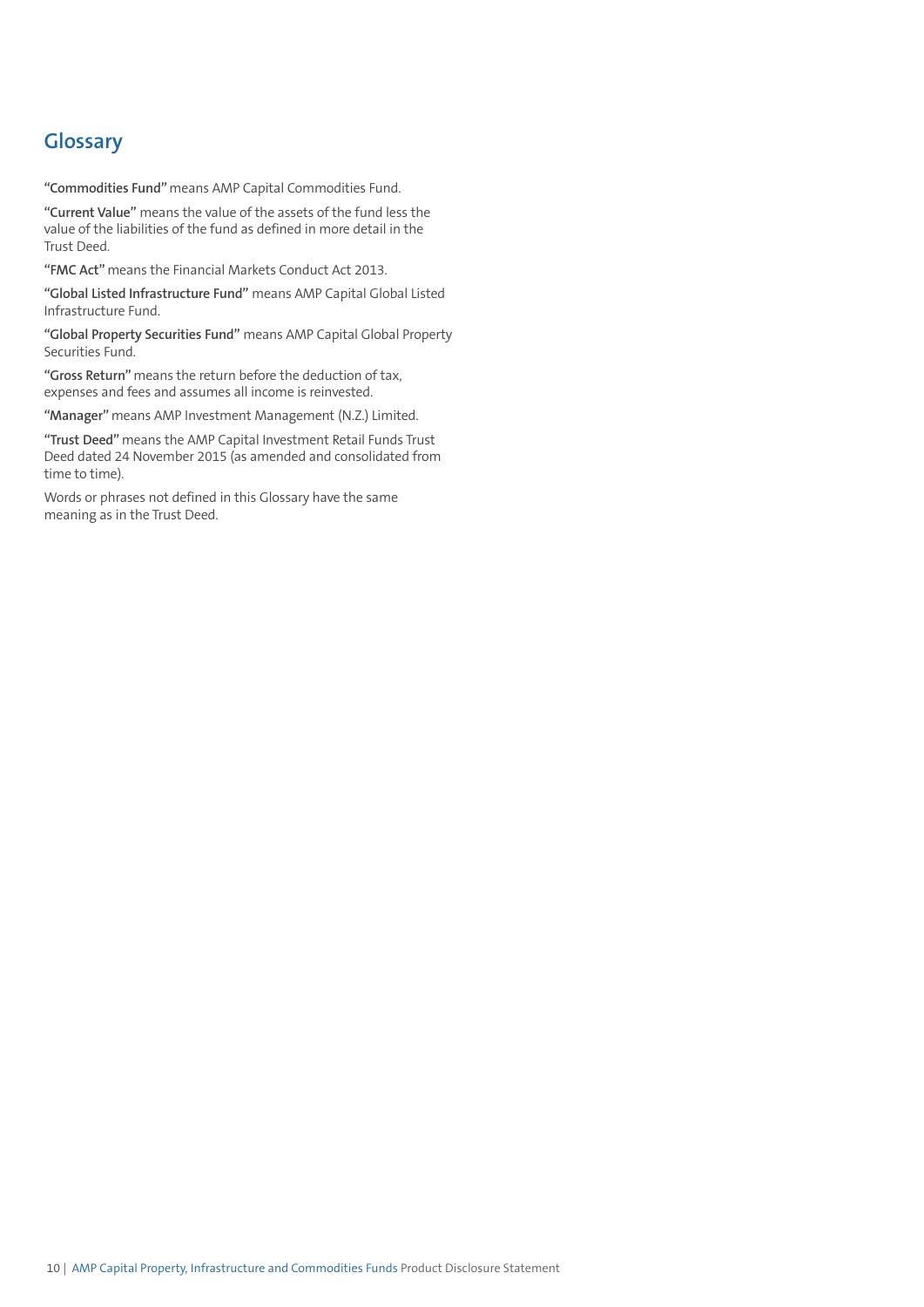# Glossary

**"Commodities Fund"** means AMP Capital Commodities Fund.

**"Current Value"** means the value of the assets of the fund less the value of the liabilities of the fund as defined in more detail in the Trust Deed.

**"FMC Act"** means the Financial Markets Conduct Act 2013.

**"Global Listed Infrastructure Fund"** means AMP Capital Global Listed Infrastructure Fund.

**"Global Property Securities Fund"** means AMP Capital Global Property Securities Fund.

**"Gross Return"** means the return before the deduction of tax, expenses and fees and assumes all income is reinvested.

**"Manager"** means AMP Investment Management (N.Z.) Limited.

**"Trust Deed"** means the AMP Capital Investment Retail Funds Trust Deed dated 24 November 2015 (as amended and consolidated from time to time).

Words or phrases not defined in this Glossary have the same meaning as in the Trust Deed.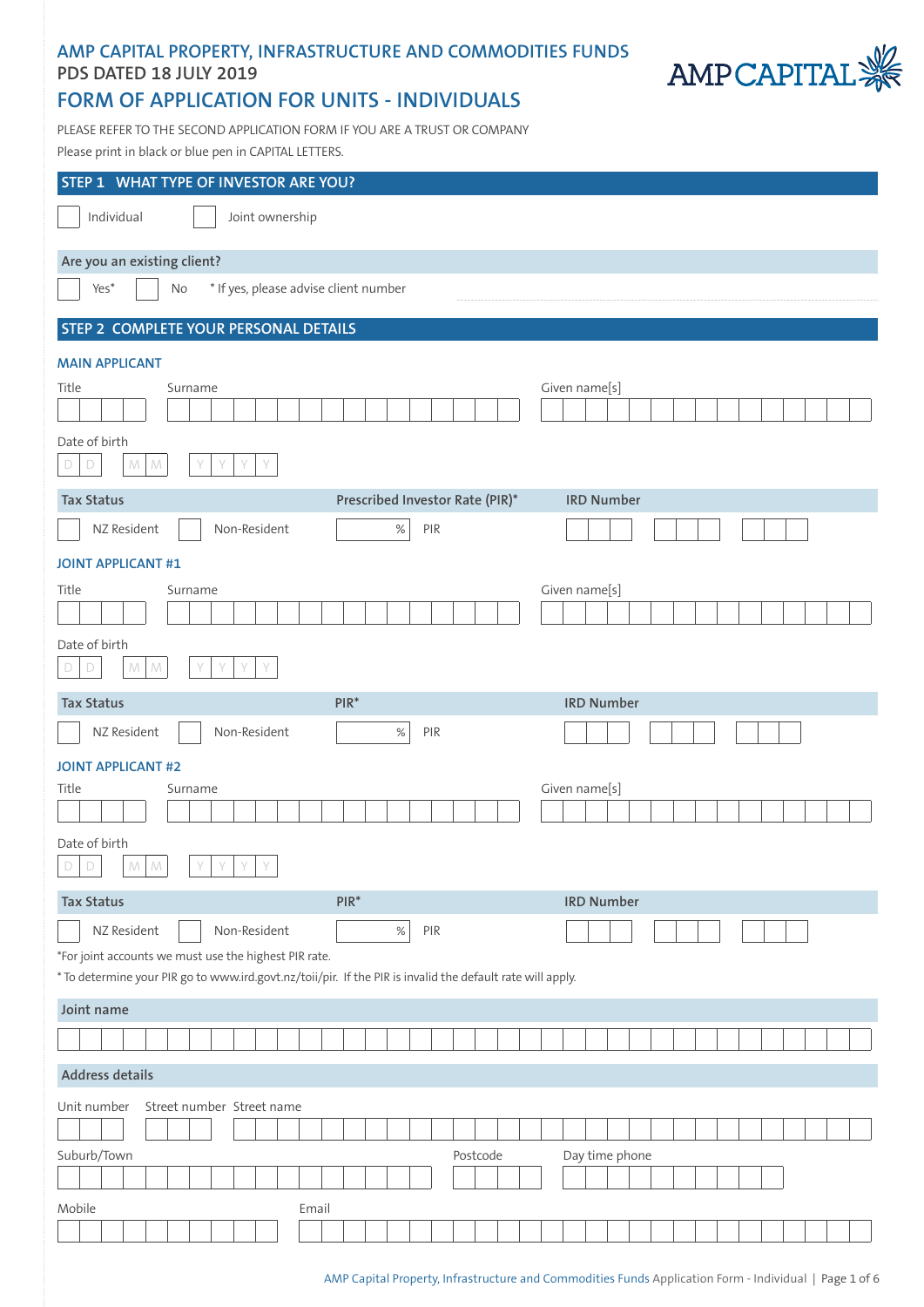# AMP CAPITAL PROPERTY, INFRASTRUCTURE AND COMMODITIES FUNDS

**PDS DATED 18 JULY 2019**

# FORM OF APPLICATION FOR UNITS - INDIVIDUALS

PLEASE REFER TO THE SECOND APPLICATION FORM IF YOU ARE A TRUST OR COMPANY

Please print in black or blue pen in CAPITAL LETTERS.

## STEP 1 WHAT TYPE OF INVESTOR ARE YOU?

☐ Individual ☐ Joint ownership

**Are you an existing client?**

☐ Yes* ☐ No * If yes, please advise client number ______________________

## STEP 2 COMPLETE YOUR PERSONAL DETAILS

### MAIN APPLICANT

Title | Surname | Given name[s]

Date of birth: D D / M M / Y Y Y Y

| Tax Status | Prescribed Investor Rate (PIR)* | IRD Number |
|---|---|---|
| ☐ NZ Resident ☐ Non-Resident | % PIR | |

### JOINT APPLICANT #1

Title | Surname | Given name[s]

Date of birth: D D / M M / Y Y Y Y

| Tax Status | PIR* | IRD Number |
|---|---|---|
| ☐ NZ Resident ☐ Non-Resident | % PIR | |

### JOINT APPLICANT #2

Title | Surname | Given name[s]

Date of birth: D D / M M / Y Y Y Y

| Tax Status | PIR* | IRD Number |
|---|---|---|
| ☐ NZ Resident ☐ Non-Resident | % PIR | |

*For joint accounts we must use the highest PIR rate.

* To determine your PIR go to www.ird.govt.nz/toii/pir. If the PIR is invalid the default rate will apply.

**Joint name**

**Address details**

Unit number | Street number | Street name

Suburb/Town | Postcode | Day time phone

Mobile | Email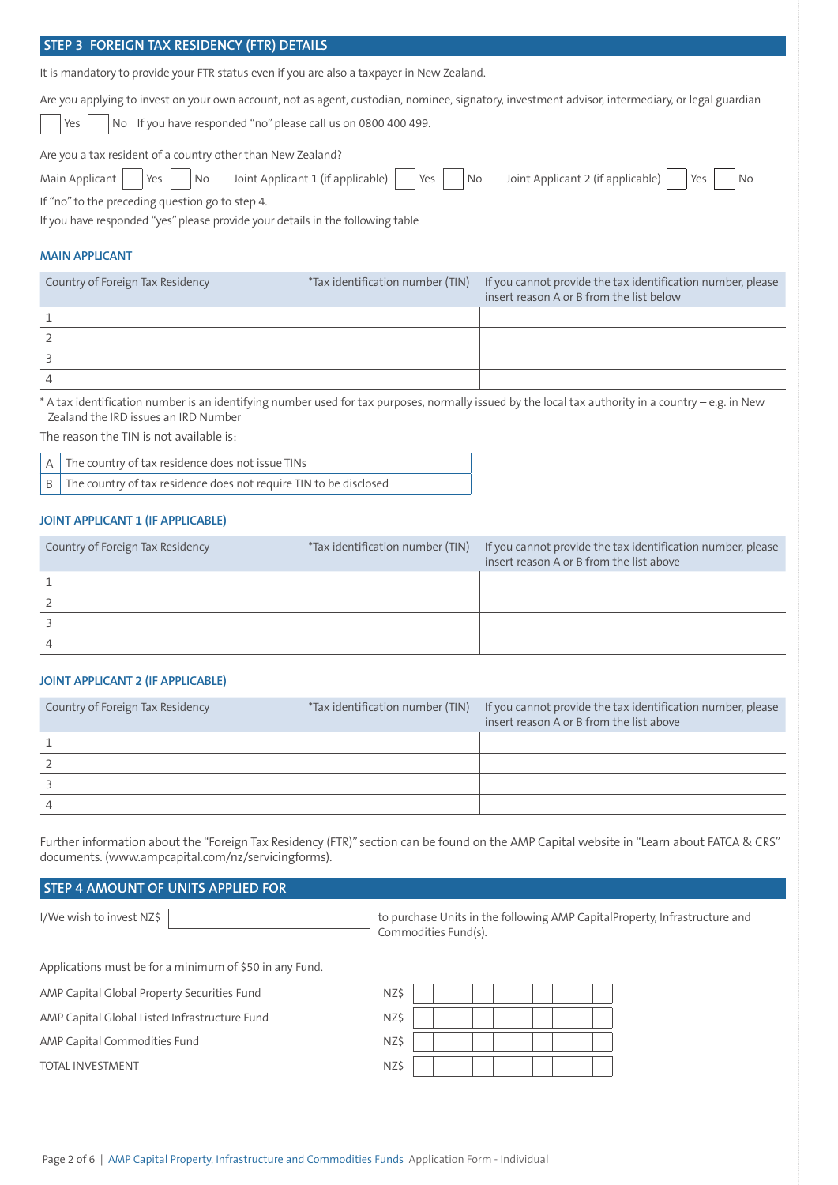## STEP 3 FOREIGN TAX RESIDENCY (FTR) DETAILS

It is mandatory to provide your FTR status even if you are also a taxpayer in New Zealand.

Are you applying to invest on your own account, not as agent, custodian, nominee, signatory, investment advisor, intermediary, or legal guardian

☐ Yes ☐ No If you have responded "no" please call us on 0800 400 499.

Are you a tax resident of a country other than New Zealand?

Main Applicant ☐ Yes ☐ No Joint Applicant 1 (if applicable) ☐ Yes ☐ No Joint Applicant 2 (if applicable) ☐ Yes ☐ No

If "no" to the preceding question go to step 4.

If you have responded "yes" please provide your details in the following table

### MAIN APPLICANT

| Country of Foreign Tax Residency | *Tax identification number (TIN) | If you cannot provide the tax identification number, please insert reason A or B from the list below |
|---|---|---|
| 1 | | |
| 2 | | |
| 3 | | |
| 4 | | |

* A tax identification number is an identifying number used for tax purposes, normally issued by the local tax authority in a country – e.g. in New Zealand the IRD issues an IRD Number

The reason the TIN is not available is:

| | |
|---|---|
| A | The country of tax residence does not issue TINs |
| B | The country of tax residence does not require TIN to be disclosed |

### JOINT APPLICANT 1 (IF APPLICABLE)

| Country of Foreign Tax Residency | *Tax identification number (TIN) | If you cannot provide the tax identification number, please insert reason A or B from the list above |
|---|---|---|
| 1 | | |
| 2 | | |
| 3 | | |
| 4 | | |

### JOINT APPLICANT 2 (IF APPLICABLE)

| Country of Foreign Tax Residency | *Tax identification number (TIN) | If you cannot provide the tax identification number, please insert reason A or B from the list above |
|---|---|---|
| 1 | | |
| 2 | | |
| 3 | | |
| 4 | | |

Further information about the "Foreign Tax Residency (FTR)" section can be found on the AMP Capital website in "Learn about FATCA & CRS" documents. (www.ampcapital.com/nz/servicingforms).

## STEP 4 AMOUNT OF UNITS APPLIED FOR

I/We wish to invest NZ$ ____________ to purchase Units in the following AMP CapitalProperty, Infrastructure and Commodities Fund(s).

Applications must be for a minimum of $50 in any Fund.

| | |
|---|---|
| AMP Capital Global Property Securities Fund | NZ$ |
| AMP Capital Global Listed Infrastructure Fund | NZ$ |
| AMP Capital Commodities Fund | NZ$ |
| TOTAL INVESTMENT | NZ$ |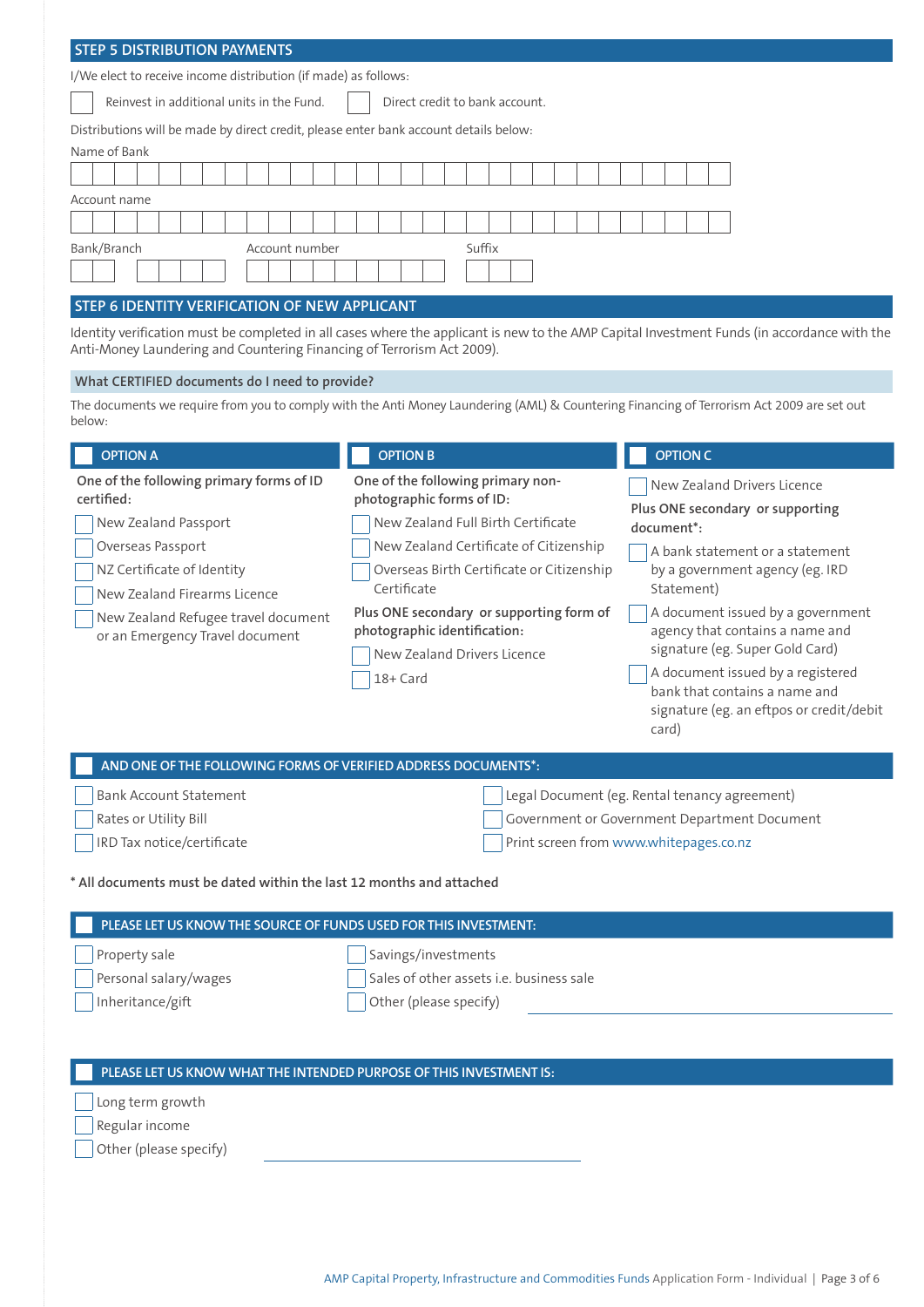## STEP 5 DISTRIBUTION PAYMENTS

I/We elect to receive income distribution (if made) as follows:

☐ Reinvest in additional units in the Fund. ☐ Direct credit to bank account.

Distributions will be made by direct credit, please enter bank account details below:

Name of Bank

Account name

Bank/Branch　　Account number　　Suffix

## STEP 6 IDENTITY VERIFICATION OF NEW APPLICANT

Identity verification must be completed in all cases where the applicant is new to the AMP Capital Investment Funds (in accordance with the Anti-Money Laundering and Countering Financing of Terrorism Act 2009).

### What CERTIFIED documents do I need to provide?

The documents we require from you to comply with the Anti Money Laundering (AML) & Countering Financing of Terrorism Act 2009 are set out below:

#### ☐ OPTION A

One of the following primary forms of ID certified:

- ☐ New Zealand Passport
- ☐ Overseas Passport
- ☐ NZ Certificate of Identity
- ☐ New Zealand Firearms Licence
- ☐ New Zealand Refugee travel document or an Emergency Travel document

#### ☐ OPTION B

One of the following primary non-photographic forms of ID:

- ☐ New Zealand Full Birth Certificate
- ☐ New Zealand Certificate of Citizenship
- ☐ Overseas Birth Certificate or Citizenship Certificate

Plus ONE secondary or supporting form of photographic identification:

- ☐ New Zealand Drivers Licence
- ☐ 18+ Card

#### ☐ OPTION C

- ☐ New Zealand Drivers Licence

Plus ONE secondary or supporting document*:

- ☐ A bank statement or a statement by a government agency (eg. IRD Statement)
- ☐ A document issued by a government agency that contains a name and signature (eg. Super Gold Card)
- ☐ A document issued by a registered bank that contains a name and signature (eg. an eftpos or credit/debit card)

#### ☐ AND ONE OF THE FOLLOWING FORMS OF VERIFIED ADDRESS DOCUMENTS*:

- ☐ Bank Account Statement
- ☐ Rates or Utility Bill
- ☐ IRD Tax notice/certificate
- ☐ Legal Document (eg. Rental tenancy agreement)
- ☐ Government or Government Department Document
- ☐ Print screen from www.whitepages.co.nz

**\* All documents must be dated within the last 12 months and attached**

#### ☐ PLEASE LET US KNOW THE SOURCE OF FUNDS USED FOR THIS INVESTMENT:

- ☐ Property sale
- ☐ Personal salary/wages
- ☐ Inheritance/gift
- ☐ Savings/investments
- ☐ Sales of other assets i.e. business sale
- ☐ Other (please specify) ____________________

#### ☐ PLEASE LET US KNOW WHAT THE INTENDED PURPOSE OF THIS INVESTMENT IS:

- ☐ Long term growth
- ☐ Regular income
- ☐ Other (please specify) ____________________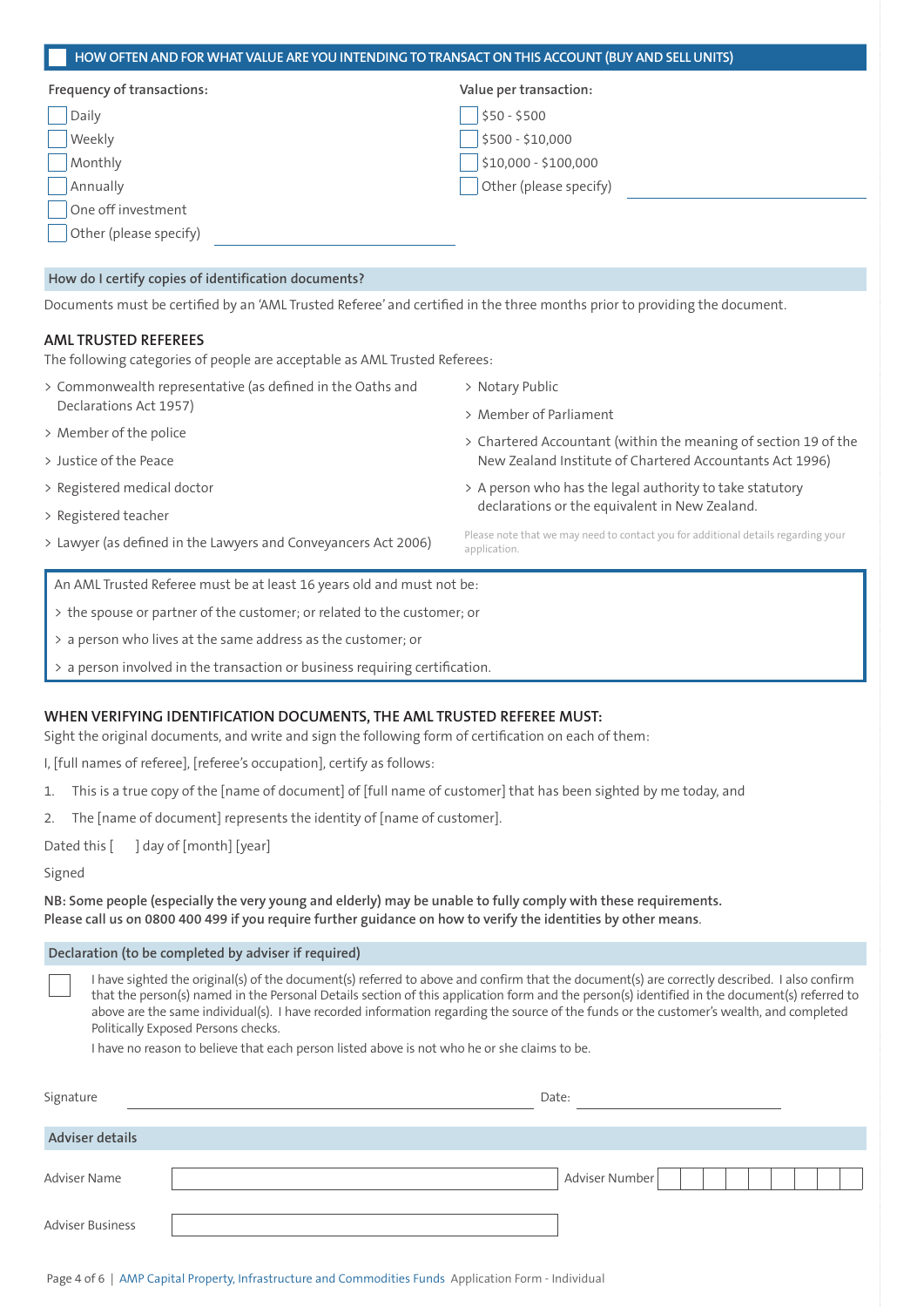## HOW OFTEN AND FOR WHAT VALUE ARE YOU INTENDING TO TRANSACT ON THIS ACCOUNT (BUY AND SELL UNITS)

**Frequency of transactions:**

- ☐ Daily
- ☐ Weekly
- ☐ Monthly
- ☐ Annually
- ☐ One off investment
- ☐ Other (please specify) ______________________

**Value per transaction:**

- ☐ $50 - $500
- ☐ $500 - $10,000
- ☐ $10,000 - $100,000
- ☐ Other (please specify) ______________________

### How do I certify copies of identification documents?

Documents must be certified by an 'AML Trusted Referee' and certified in the three months prior to providing the document.

**AML TRUSTED REFEREES**

The following categories of people are acceptable as AML Trusted Referees:

> Commonwealth representative (as defined in the Oaths and Declarations Act 1957)

> Member of the police

> Justice of the Peace

> Registered medical doctor

> Registered teacher

> Lawyer (as defined in the Lawyers and Conveyancers Act 2006)

> Notary Public

> Member of Parliament

> Chartered Accountant (within the meaning of section 19 of the New Zealand Institute of Chartered Accountants Act 1996)

> A person who has the legal authority to take statutory declarations or the equivalent in New Zealand.

Please note that we may need to contact you for additional details regarding your application.

An AML Trusted Referee must be at least 16 years old and must not be:

> the spouse or partner of the customer; or related to the customer; or

> a person who lives at the same address as the customer; or

> a person involved in the transaction or business requiring certification.

**WHEN VERIFYING IDENTIFICATION DOCUMENTS, THE AML TRUSTED REFEREE MUST:**

Sight the original documents, and write and sign the following form of certification on each of them:

I, [full names of referee], [referee's occupation], certify as follows:

1. This is a true copy of the [name of document] of [full name of customer] that has been sighted by me today, and
2. The [name of document] represents the identity of [name of customer].

Dated this [ ] day of [month] [year]

Signed

**NB: Some people (especially the very young and elderly) may be unable to fully comply with these requirements. Please call us on 0800 400 499 if you require further guidance on how to verify the identities by other means.**

### Declaration (to be completed by adviser if required)

☐ I have sighted the original(s) of the document(s) referred to above and confirm that the document(s) are correctly described. I also confirm that the person(s) named in the Personal Details section of this application form and the person(s) identified in the document(s) referred to above are the same individual(s). I have recorded information regarding the source of the funds or the customer's wealth, and completed Politically Exposed Persons checks.

I have no reason to believe that each person listed above is not who he or she claims to be.

Signature ______________________ Date: ______________________

### Adviser details

Adviser Name ______________________ Adviser Number ______________________

Adviser Business ______________________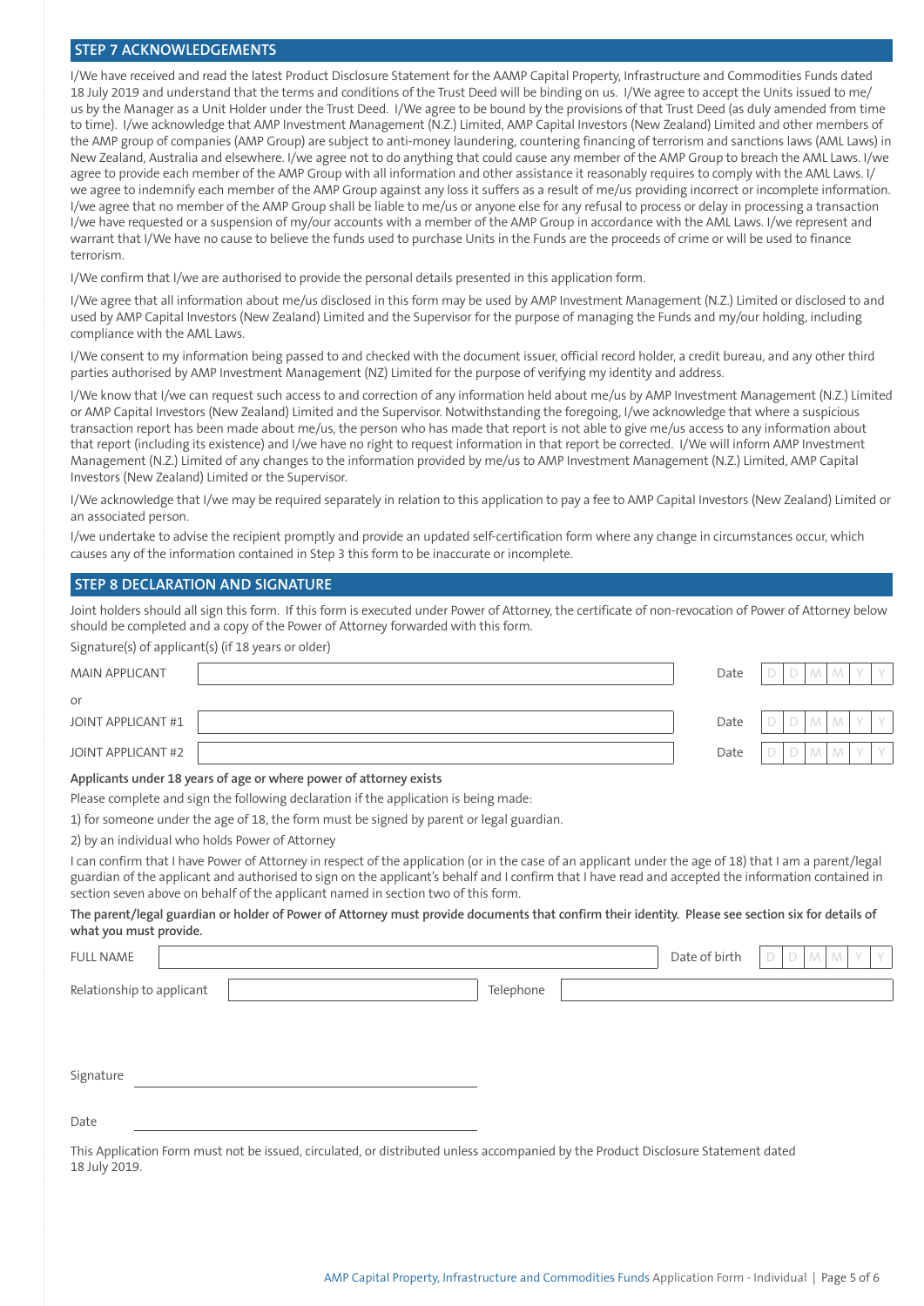## STEP 7 ACKNOWLEDGEMENTS

I/We have received and read the latest Product Disclosure Statement for the AAMP Capital Property, Infrastructure and Commodities Funds dated 18 July 2019 and understand that the terms and conditions of the Trust Deed will be binding on us. I/We agree to accept the Units issued to me/us by the Manager as a Unit Holder under the Trust Deed. I/We agree to be bound by the provisions of that Trust Deed (as duly amended from time to time). I/we acknowledge that AMP Investment Management (N.Z.) Limited, AMP Capital Investors (New Zealand) Limited and other members of the AMP group of companies (AMP Group) are subject to anti-money laundering, countering financing of terrorism and sanctions laws (AML Laws) in New Zealand, Australia and elsewhere. I/we agree not to do anything that could cause any member of the AMP Group to breach the AML Laws. I/we agree to provide each member of the AMP Group with all information and other assistance it reasonably requires to comply with the AML Laws. I/we agree to indemnify each member of the AMP Group against any loss it suffers as a result of me/us providing incorrect or incomplete information. I/we agree that no member of the AMP Group shall be liable to me/us or anyone else for any refusal to process or delay in processing a transaction I/we have requested or a suspension of my/our accounts with a member of the AMP Group in accordance with the AML Laws. I/we represent and warrant that I/We have no cause to believe the funds used to purchase Units in the Funds are the proceeds of crime or will be used to finance terrorism.

I/We confirm that I/we are authorised to provide the personal details presented in this application form.

I/We agree that all information about me/us disclosed in this form may be used by AMP Investment Management (N.Z.) Limited or disclosed to and used by AMP Capital Investors (New Zealand) Limited and the Supervisor for the purpose of managing the Funds and my/our holding, including compliance with the AML Laws.

I/We consent to my information being passed to and checked with the document issuer, official record holder, a credit bureau, and any other third parties authorised by AMP Investment Management (NZ) Limited for the purpose of verifying my identity and address.

I/We know that I/we can request such access to and correction of any information held about me/us by AMP Investment Management (N.Z.) Limited or AMP Capital Investors (New Zealand) Limited and the Supervisor. Notwithstanding the foregoing, I/we acknowledge that where a suspicious transaction report has been made about me/us, the person who has made that report is not able to give me/us access to any information about that report (including its existence) and I/we have no right to request information in that report be corrected. I/We will inform AMP Investment Management (N.Z.) Limited of any changes to the information provided by me/us to AMP Investment Management (N.Z.) Limited, AMP Capital Investors (New Zealand) Limited or the Supervisor.

I/We acknowledge that I/we may be required separately in relation to this application to pay a fee to AMP Capital Investors (New Zealand) Limited or an associated person.

I/we undertake to advise the recipient promptly and provide an updated self-certification form where any change in circumstances occur, which causes any of the information contained in Step 3 this form to be inaccurate or incomplete.

## STEP 8 DECLARATION AND SIGNATURE

Joint holders should all sign this form. If this form is executed under Power of Attorney, the certificate of non-revocation of Power of Attorney below should be completed and a copy of the Power of Attorney forwarded with this form.

Signature(s) of applicant(s) (if 18 years or older)

MAIN APPLICANT ______________________ Date D D M M Y Y

or

JOINT APPLICANT #1 ______________________ Date D D M M Y Y

JOINT APPLICANT #2 ______________________ Date D D M M Y Y

**Applicants under 18 years of age or where power of attorney exists**

Please complete and sign the following declaration if the application is being made:

1) for someone under the age of 18, the form must be signed by parent or legal guardian.

2) by an individual who holds Power of Attorney

I can confirm that I have Power of Attorney in respect of the application (or in the case of an applicant under the age of 18) that I am a parent/legal guardian of the applicant and authorised to sign on the applicant's behalf and I confirm that I have read and accepted the information contained in section seven above on behalf of the applicant named in section two of this form.

**The parent/legal guardian or holder of Power of Attorney must provide documents that confirm their identity. Please see section six for details of what you must provide.**

FULL NAME ______________________ Date of birth D D M M Y Y

Relationship to applicant ______________________ Telephone ______________________

Signature ______________________

Date ______________________

This Application Form must not be issued, circulated, or distributed unless accompanied by the Product Disclosure Statement dated 18 July 2019.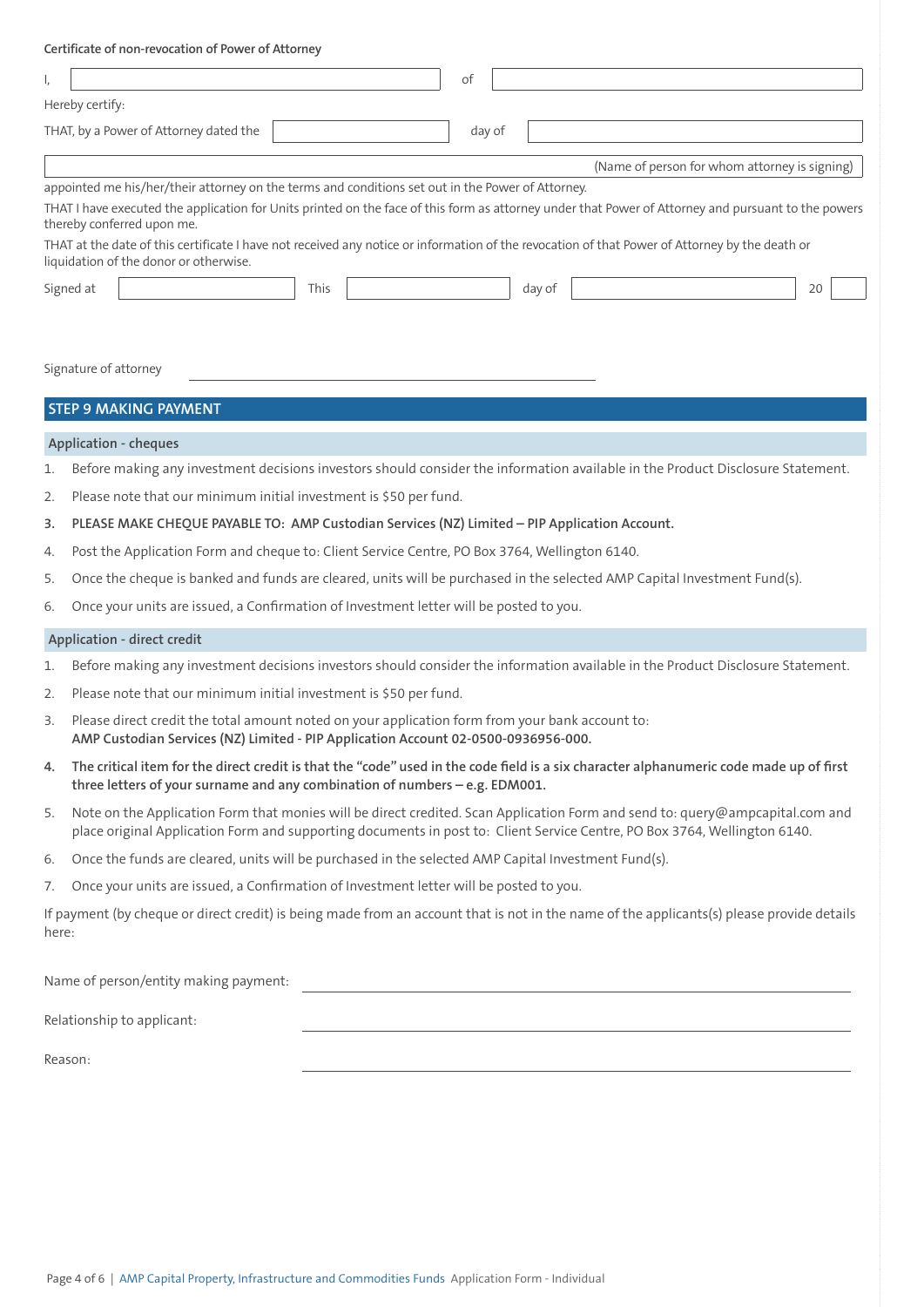**Certificate of non-revocation of Power of Attorney**

I, ______________________________ of ______________________________

Hereby certify:

THAT, by a Power of Attorney dated the ______________ day of ______________________________

______________________________________________________ (Name of person for whom attorney is signing)

appointed me his/her/their attorney on the terms and conditions set out in the Power of Attorney.

THAT I have executed the application for Units printed on the face of this form as attorney under that Power of Attorney and pursuant to the powers thereby conferred upon me.

THAT at the date of this certificate I have not received any notice or information of the revocation of that Power of Attorney by the death or liquidation of the donor or otherwise.

Signed at ______________ This ______________ day of ______________________________ 20 ______

Signature of attorney ______________________________________________

## STEP 9 MAKING PAYMENT

### Application - cheques

1. Before making any investment decisions investors should consider the information available in the Product Disclosure Statement.
2. Please note that our minimum initial investment is $50 per fund.
3. **PLEASE MAKE CHEQUE PAYABLE TO: AMP Custodian Services (NZ) Limited – PIP Application Account.**
4. Post the Application Form and cheque to: Client Service Centre, PO Box 3764, Wellington 6140.
5. Once the cheque is banked and funds are cleared, units will be purchased in the selected AMP Capital Investment Fund(s).
6. Once your units are issued, a Confirmation of Investment letter will be posted to you.

### Application - direct credit

1. Before making any investment decisions investors should consider the information available in the Product Disclosure Statement.
2. Please note that our minimum initial investment is $50 per fund.
3. Please direct credit the total amount noted on your application form from your bank account to:
   **AMP Custodian Services (NZ) Limited - PIP Application Account 02-0500-0936956-000.**
4. **The critical item for the direct credit is that the "code" used in the code field is a six character alphanumeric code made up of first three letters of your surname and any combination of numbers – e.g. EDM001.**
5. Note on the Application Form that monies will be direct credited. Scan Application Form and send to: query@ampcapital.com and place original Application Form and supporting documents in post to: Client Service Centre, PO Box 3764, Wellington 6140.
6. Once the funds are cleared, units will be purchased in the selected AMP Capital Investment Fund(s).
7. Once your units are issued, a Confirmation of Investment letter will be posted to you.

If payment (by cheque or direct credit) is being made from an account that is not in the name of the applicants(s) please provide details here:

Name of person/entity making payment: ______________________________________________

Relationship to applicant: ______________________________________________

Reason: ______________________________________________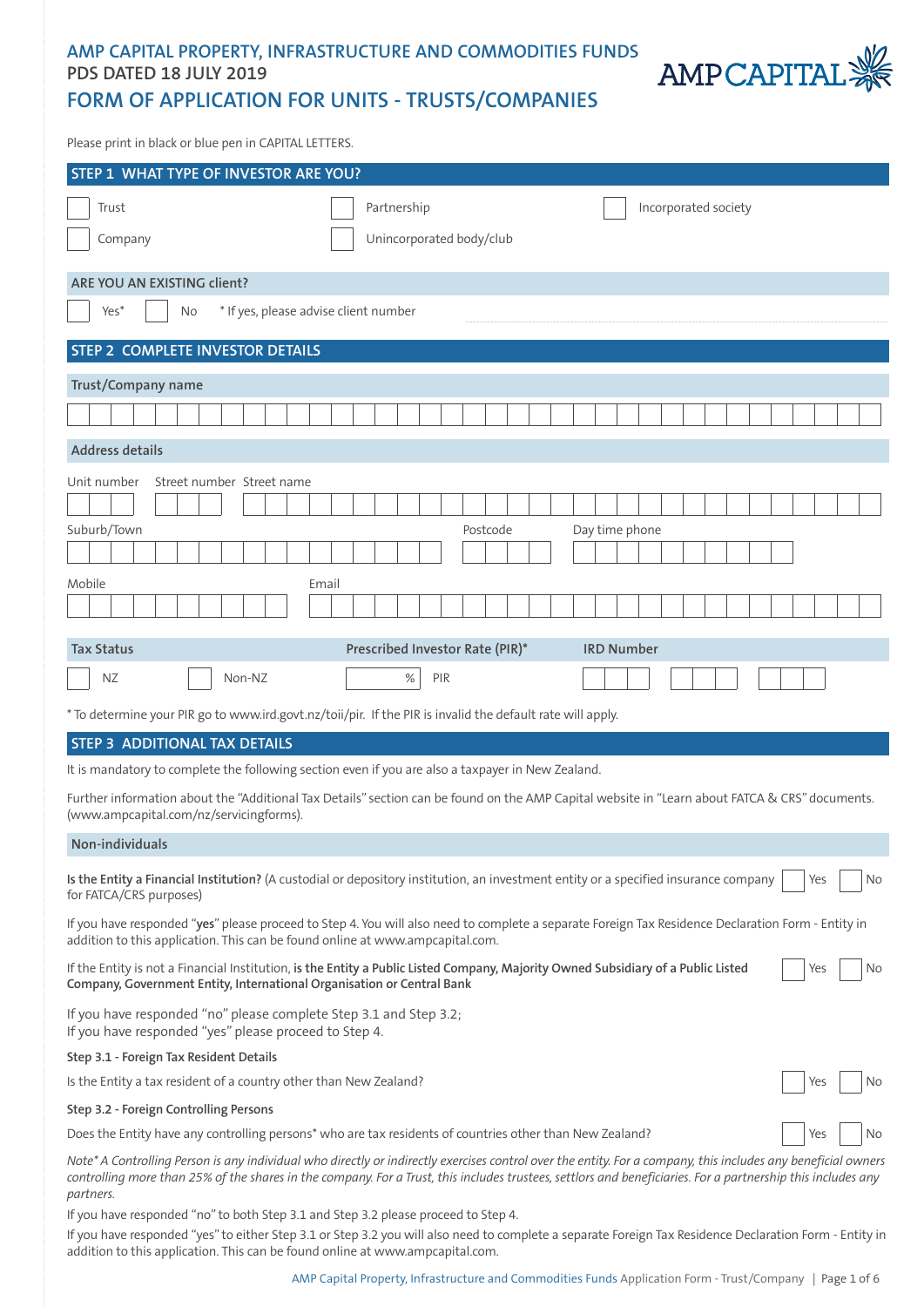# AMP CAPITAL PROPERTY, INFRASTRUCTURE AND COMMODITIES FUNDS
## PDS DATED 18 JULY 2019
# FORM OF APPLICATION FOR UNITS - TRUSTS/COMPANIES

Please print in black or blue pen in CAPITAL LETTERS.

## STEP 1 WHAT TYPE OF INVESTOR ARE YOU?

☐ Trust ☐ Partnership ☐ Incorporated society

☐ Company ☐ Unincorporated body/club

### ARE YOU AN EXISTING client?

☐ Yes* ☐ No * If yes, please advise client number ______________________

## STEP 2 COMPLETE INVESTOR DETAILS

### Trust/Company name

______________________

### Address details

Unit number ______ Street number ______ Street name ______________________

Suburb/Town ______________________ Postcode ______ Day time phone ______________

Mobile ______________ Email ______________________

| Tax Status | | Prescribed Investor Rate (PIR)* | IRD Number |
|---|---|---|---|
| ☐ NZ | ☐ Non-NZ | ____ % PIR | ___ ___ ___ |

* To determine your PIR go to www.ird.govt.nz/toii/pir. If the PIR is invalid the default rate will apply.

## STEP 3 ADDITIONAL TAX DETAILS

It is mandatory to complete the following section even if you are also a taxpayer in New Zealand.

Further information about the "Additional Tax Details" section can be found on the AMP Capital website in "Learn about FATCA & CRS" documents. (www.ampcapital.com/nz/servicingforms).

### Non-individuals

**Is the Entity a Financial Institution?** (A custodial or depository institution, an investment entity or a specified insurance company for FATCA/CRS purposes) ☐ Yes ☐ No

If you have responded "**yes**" please proceed to Step 4. You will also need to complete a separate Foreign Tax Residence Declaration Form - Entity in addition to this application. This can be found online at www.ampcapital.com.

If the Entity is not a Financial Institution, **is the Entity a Public Listed Company, Majority Owned Subsidiary of a Public Listed Company, Government Entity, International Organisation or Central Bank** ☐ Yes ☐ No

If you have responded "no" please complete Step 3.1 and Step 3.2;
If you have responded "yes" please proceed to Step 4.

**Step 3.1 - Foreign Tax Resident Details**

Is the Entity a tax resident of a country other than New Zealand? ☐ Yes ☐ No

**Step 3.2 - Foreign Controlling Persons**

Does the Entity have any controlling persons* who are tax residents of countries other than New Zealand? ☐ Yes ☐ No

*Note* A Controlling Person is any individual who directly or indirectly exercises control over the entity. For a company, this includes any beneficial owners controlling more than 25% of the shares in the company. For a Trust, this includes trustees, settlors and beneficiaries. For a partnership this includes any partners.*

If you have responded "no" to both Step 3.1 and Step 3.2 please proceed to Step 4.

If you have responded "yes" to either Step 3.1 or Step 3.2 you will also need to complete a separate Foreign Tax Residence Declaration Form - Entity in addition to this application. This can be found online at www.ampcapital.com.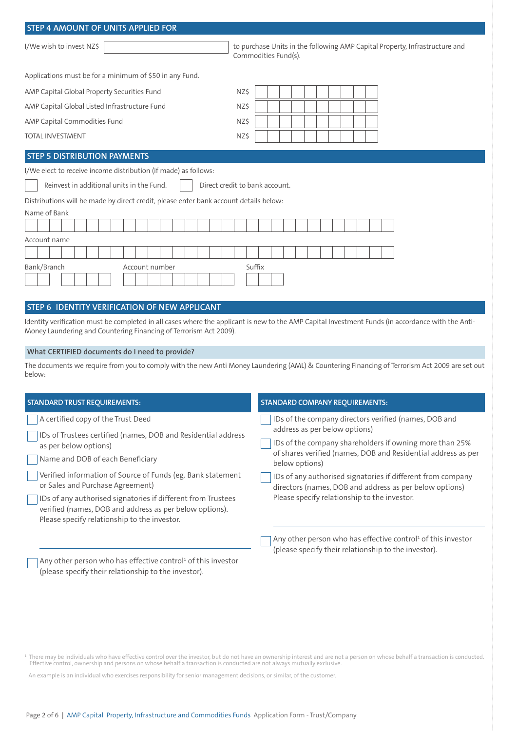## STEP 4 AMOUNT OF UNITS APPLIED FOR

I/We wish to invest NZ$ __________ to purchase Units in the following AMP Capital Property, Infrastructure and Commodities Fund(s).

Applications must be for a minimum of $50 in any Fund.

| | |
|---|---|
| AMP Capital Global Property Securities Fund | NZ$ |
| AMP Capital Global Listed Infrastructure Fund | NZ$ |
| AMP Capital Commodities Fund | NZ$ |
| TOTAL INVESTMENT | NZ$ |

## STEP 5 DISTRIBUTION PAYMENTS

I/We elect to receive income distribution (if made) as follows:

☐ Reinvest in additional units in the Fund. ☐ Direct credit to bank account.

Distributions will be made by direct credit, please enter bank account details below:

Name of Bank

Account name

Bank/Branch Account number Suffix

## STEP 6 IDENTITY VERIFICATION OF NEW APPLICANT

Identity verification must be completed in all cases where the applicant is new to the AMP Capital Investment Funds (in accordance with the Anti-Money Laundering and Countering Financing of Terrorism Act 2009).

### What CERTIFIED documents do I need to provide?

The documents we require from you to comply with the new Anti Money Laundering (AML) & Countering Financing of Terrorism Act 2009 are set out below:

**STANDARD TRUST REQUIREMENTS:**

- ☐ A certified copy of the Trust Deed
- ☐ IDs of Trustees certified (names, DOB and Residential address as per below options)
- ☐ Name and DOB of each Beneficiary
- ☐ Verified information of Source of Funds (eg. Bank statement or Sales and Purchase Agreement)
- ☐ IDs of any authorised signatories if different from Trustees verified (names, DOB and address as per below options). Please specify relationship to the investor.

  ______________________________

- ☐ Any other person who has effective control[1] of this investor (please specify their relationship to the investor).

**STANDARD COMPANY REQUIREMENTS:**

- ☐ IDs of the company directors verified (names, DOB and address as per below options)
- ☐ IDs of the company shareholders if owning more than 25% of shares verified (names, DOB and Residential address as per below options)
- ☐ IDs of any authorised signatories if different from company directors (names, DOB and address as per below options) Please specify relationship to the investor.

  ______________________________

- ☐ Any other person who has effective control[1] of this investor (please specify their relationship to the investor).

[1] There may be individuals who have effective control over the investor, but do not have an ownership interest and are not a person on whose behalf a transaction is conducted. Effective control, ownership and persons on whose behalf a transaction is conducted are not always mutually exclusive.

An example is an individual who exercises responsibility for senior management decisions, or similar, of the customer.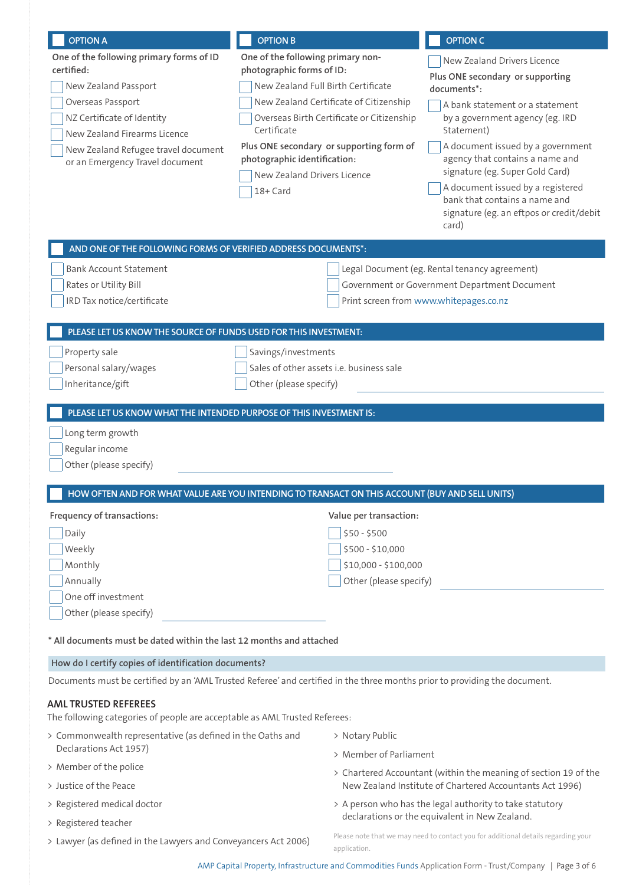### ☐ OPTION A

One of the following primary forms of ID certified:

- ☐ New Zealand Passport
- ☐ Overseas Passport
- ☐ NZ Certificate of Identity
- ☐ New Zealand Firearms Licence
- ☐ New Zealand Refugee travel document or an Emergency Travel document

### ☐ OPTION B

One of the following primary non-photographic forms of ID:

- ☐ New Zealand Full Birth Certificate
- ☐ New Zealand Certificate of Citizenship
- ☐ Overseas Birth Certificate or Citizenship Certificate

Plus ONE secondary or supporting form of photographic identification:

- ☐ New Zealand Drivers Licence
- ☐ 18+ Card

### ☐ OPTION C

- ☐ New Zealand Drivers Licence

Plus ONE secondary or supporting documents*:

- ☐ A bank statement or a statement by a government agency (eg. IRD Statement)
- ☐ A document issued by a government agency that contains a name and signature (eg. Super Gold Card)
- ☐ A document issued by a registered bank that contains a name and signature (eg. an eftpos or credit/debit card)

### ☐ AND ONE OF THE FOLLOWING FORMS OF VERIFIED ADDRESS DOCUMENTS*:

- ☐ Bank Account Statement
- ☐ Rates or Utility Bill
- ☐ IRD Tax notice/certificate
- ☐ Legal Document (eg. Rental tenancy agreement)
- ☐ Government or Government Department Document
- ☐ Print screen from www.whitepages.co.nz

### ☐ PLEASE LET US KNOW THE SOURCE OF FUNDS USED FOR THIS INVESTMENT:

- ☐ Property sale
- ☐ Personal salary/wages
- ☐ Inheritance/gift
- ☐ Savings/investments
- ☐ Sales of other assets i.e. business sale
- ☐ Other (please specify) ____________________

### ☐ PLEASE LET US KNOW WHAT THE INTENDED PURPOSE OF THIS INVESTMENT IS:

- ☐ Long term growth
- ☐ Regular income
- ☐ Other (please specify) ____________________

### ☐ HOW OFTEN AND FOR WHAT VALUE ARE YOU INTENDING TO TRANSACT ON THIS ACCOUNT (BUY AND SELL UNITS)

**Frequency of transactions:**

- ☐ Daily
- ☐ Weekly
- ☐ Monthly
- ☐ Annually
- ☐ One off investment
- ☐ Other (please specify) ____________________

**Value per transaction:**

- ☐ $50 - $500
- ☐ $500 - $10,000
- ☐ $10,000 - $100,000
- ☐ Other (please specify) ____________________

**\* All documents must be dated within the last 12 months and attached**

### How do I certify copies of identification documents?

Documents must be certified by an 'AML Trusted Referee' and certified in the three months prior to providing the document.

## AML TRUSTED REFEREES

The following categories of people are acceptable as AML Trusted Referees:

- Commonwealth representative (as defined in the Oaths and Declarations Act 1957)
- Member of the police
- Justice of the Peace
- Registered medical doctor
- Registered teacher
- Lawyer (as defined in the Lawyers and Conveyancers Act 2006)
- Notary Public
- Member of Parliament
- Chartered Accountant (within the meaning of section 19 of the New Zealand Institute of Chartered Accountants Act 1996)
- A person who has the legal authority to take statutory declarations or the equivalent in New Zealand.

Please note that we may need to contact you for additional details regarding your application.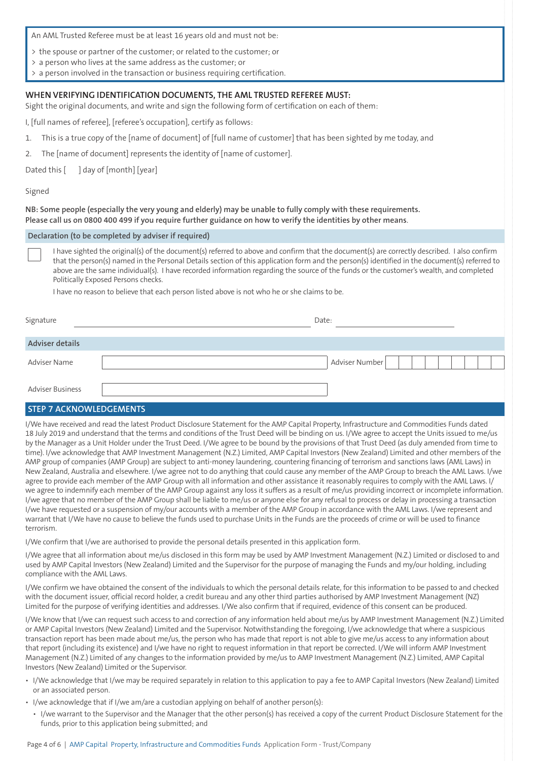An AML Trusted Referee must be at least 16 years old and must not be:

> the spouse or partner of the customer; or related to the customer; or
> a person who lives at the same address as the customer; or
> a person involved in the transaction or business requiring certification.

### WHEN VERIFYING IDENTIFICATION DOCUMENTS, THE AML TRUSTED REFEREE MUST:

Sight the original documents, and write and sign the following form of certification on each of them:

I, [full names of referee], [referee's occupation], certify as follows:

1. This is a true copy of the [name of document] of [full name of customer] that has been sighted by me today, and
2. The [name of document] represents the identity of [name of customer].

Dated this [ ] day of [month] [year]

Signed

**NB: Some people (especially the very young and elderly) may be unable to fully comply with these requirements. Please call us on 0800 400 499 if you require further guidance on how to verify the identities by other means**.

### Declaration (to be completed by adviser if required)

☐ I have sighted the original(s) of the document(s) referred to above and confirm that the document(s) are correctly described. I also confirm that the person(s) named in the Personal Details section of this application form and the person(s) identified in the document(s) referred to above are the same individual(s). I have recorded information regarding the source of the funds or the customer's wealth, and completed Politically Exposed Persons checks.

I have no reason to believe that each person listed above is not who he or she claims to be.

Signature ______________________ Date: ______________

### Adviser details

| Adviser Name | | Adviser Number | |
|---|---|---|---|
| Adviser Business | | | |

## STEP 7 ACKNOWLEDGEMENTS

I/We have received and read the latest Product Disclosure Statement for the AMP Capital Property, Infrastructure and Commodities Funds dated 18 July 2019 and understand that the terms and conditions of the Trust Deed will be binding on us. I/We agree to accept the Units issued to me/us by the Manager as a Unit Holder under the Trust Deed. I/We agree to be bound by the provisions of that Trust Deed (as duly amended from time to time). I/we acknowledge that AMP Investment Management (N.Z.) Limited, AMP Capital Investors (New Zealand) Limited and other members of the AMP group of companies (AMP Group) are subject to anti-money laundering, countering financing of terrorism and sanctions laws (AML Laws) in New Zealand, Australia and elsewhere. I/we agree not to do anything that could cause any member of the AMP Group to breach the AML Laws. I/we agree to provide each member of the AMP Group with all information and other assistance it reasonably requires to comply with the AML Laws. I/we agree to indemnify each member of the AMP Group against any loss it suffers as a result of me/us providing incorrect or incomplete information. I/we agree that no member of the AMP Group shall be liable to me/us or anyone else for any refusal to process or delay in processing a transaction I/we have requested or a suspension of my/our accounts with a member of the AMP Group in accordance with the AML Laws. I/we represent and warrant that I/We have no cause to believe the funds used to purchase Units in the Funds are the proceeds of crime or will be used to finance terrorism.

I/We confirm that I/we are authorised to provide the personal details presented in this application form.

I/We agree that all information about me/us disclosed in this form may be used by AMP Investment Management (N.Z.) Limited or disclosed to and used by AMP Capital Investors (New Zealand) Limited and the Supervisor for the purpose of managing the Funds and my/our holding, including compliance with the AML Laws.

I/We confirm we have obtained the consent of the individuals to which the personal details relate, for this information to be passed to and checked with the document issuer, official record holder, a credit bureau and any other third parties authorised by AMP Investment Management (NZ) Limited for the purpose of verifying identities and addresses. I/We also confirm that if required, evidence of this consent can be produced.

I/We know that I/we can request such access to and correction of any information held about me/us by AMP Investment Management (N.Z.) Limited or AMP Capital Investors (New Zealand) Limited and the Supervisor. Notwithstanding the foregoing, I/we acknowledge that where a suspicious transaction report has been made about me/us, the person who has made that report is not able to give me/us access to any information about that report (including its existence) and I/we have no right to request information in that report be corrected. I/We will inform AMP Investment Management (N.Z.) Limited of any changes to the information provided by me/us to AMP Investment Management (N.Z.) Limited, AMP Capital Investors (New Zealand) Limited or the Supervisor.

- I/We acknowledge that I/we may be required separately in relation to this application to pay a fee to AMP Capital Investors (New Zealand) Limited or an associated person.
- I/we acknowledge that if I/we am/are a custodian applying on behalf of another person(s):
  - I/we warrant to the Supervisor and the Manager that the other person(s) has received a copy of the current Product Disclosure Statement for the funds, prior to this application being submitted; and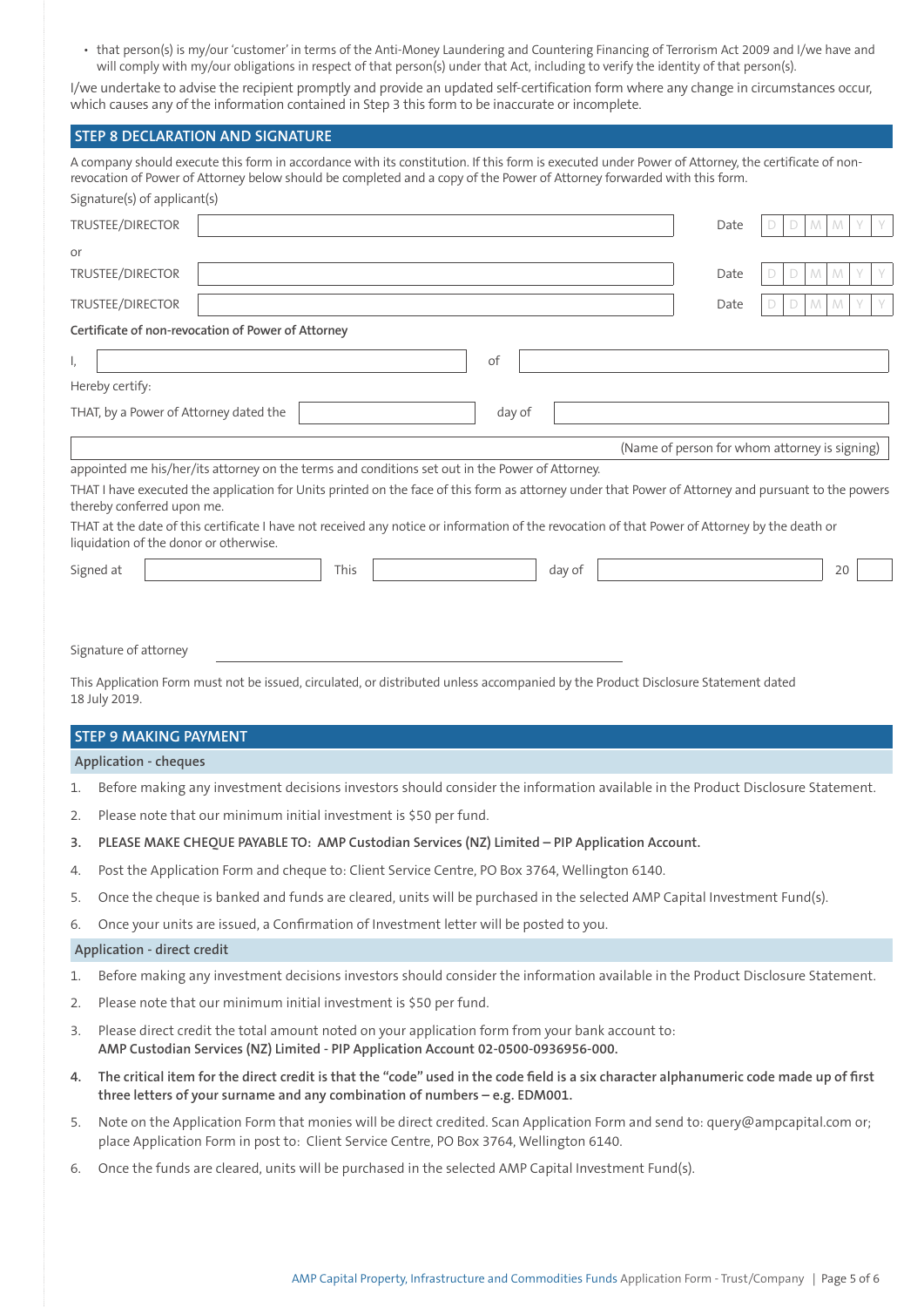- that person(s) is my/our 'customer' in terms of the Anti-Money Laundering and Countering Financing of Terrorism Act 2009 and I/we have and will comply with my/our obligations in respect of that person(s) under that Act, including to verify the identity of that person(s).

I/we undertake to advise the recipient promptly and provide an updated self-certification form where any change in circumstances occur, which causes any of the information contained in Step 3 this form to be inaccurate or incomplete.

## STEP 8 DECLARATION AND SIGNATURE

A company should execute this form in accordance with its constitution. If this form is executed under Power of Attorney, the certificate of non-revocation of Power of Attorney below should be completed and a copy of the Power of Attorney forwarded with this form.

Signature(s) of applicant(s)

TRUSTEE/DIRECTOR ______________________ Date D D M M Y Y

or

TRUSTEE/DIRECTOR ______________________ Date D D M M Y Y

TRUSTEE/DIRECTOR ______________________ Date D D M M Y Y

**Certificate of non-revocation of Power of Attorney**

I, ______________________ of ______________________

Hereby certify:

THAT, by a Power of Attorney dated the ____________ day of ______________________

______________________ (Name of person for whom attorney is signing)

appointed me his/her/its attorney on the terms and conditions set out in the Power of Attorney.

THAT I have executed the application for Units printed on the face of this form as attorney under that Power of Attorney and pursuant to the powers thereby conferred upon me.

THAT at the date of this certificate I have not received any notice or information of the revocation of that Power of Attorney by the death or liquidation of the donor or otherwise.

Signed at ____________ This ____________ day of ______________________ 20 ____

Signature of attorney ______________________

This Application Form must not be issued, circulated, or distributed unless accompanied by the Product Disclosure Statement dated 18 July 2019.

## STEP 9 MAKING PAYMENT

### Application - cheques

1. Before making any investment decisions investors should consider the information available in the Product Disclosure Statement.
2. Please note that our minimum initial investment is $50 per fund.
3. **PLEASE MAKE CHEQUE PAYABLE TO: AMP Custodian Services (NZ) Limited – PIP Application Account.**
4. Post the Application Form and cheque to: Client Service Centre, PO Box 3764, Wellington 6140.
5. Once the cheque is banked and funds are cleared, units will be purchased in the selected AMP Capital Investment Fund(s).
6. Once your units are issued, a Confirmation of Investment letter will be posted to you.

### Application - direct credit

1. Before making any investment decisions investors should consider the information available in the Product Disclosure Statement.
2. Please note that our minimum initial investment is $50 per fund.
3. Please direct credit the total amount noted on your application form from your bank account to:
   **AMP Custodian Services (NZ) Limited - PIP Application Account 02-0500-0936956-000.**
4. **The critical item for the direct credit is that the "code" used in the code field is a six character alphanumeric code made up of first three letters of your surname and any combination of numbers – e.g. EDM001.**
5. Note on the Application Form that monies will be direct credited. Scan Application Form and send to: query@ampcapital.com or; place Application Form in post to: Client Service Centre, PO Box 3764, Wellington 6140.
6. Once the funds are cleared, units will be purchased in the selected AMP Capital Investment Fund(s).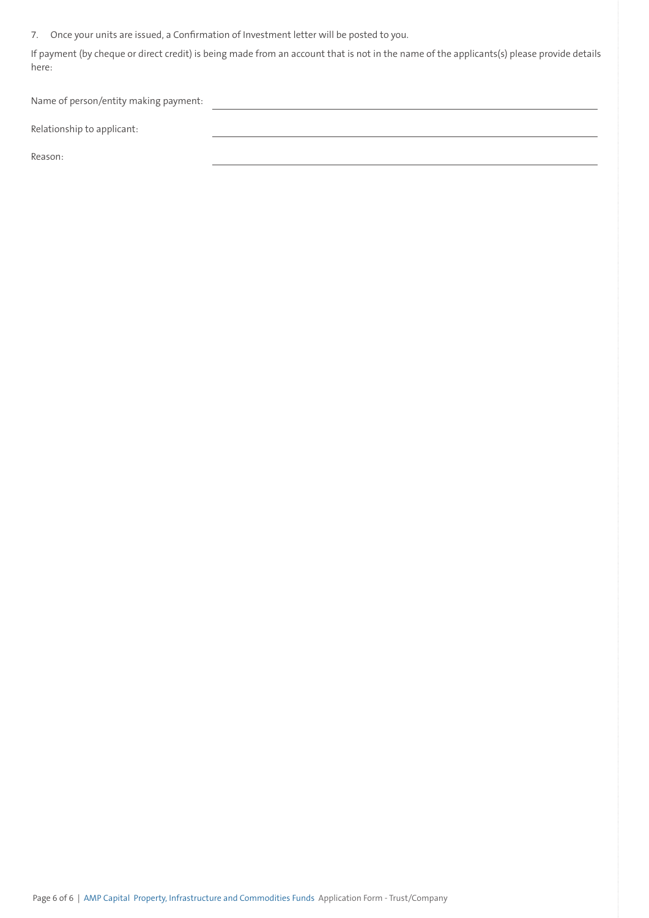7. Once your units are issued, a Confirmation of Investment letter will be posted to you.

If payment (by cheque or direct credit) is being made from an account that is not in the name of the applicants(s) please provide details here:

Name of person/entity making payment: ______________________________

Relationship to applicant: ______________________________

Reason: ______________________________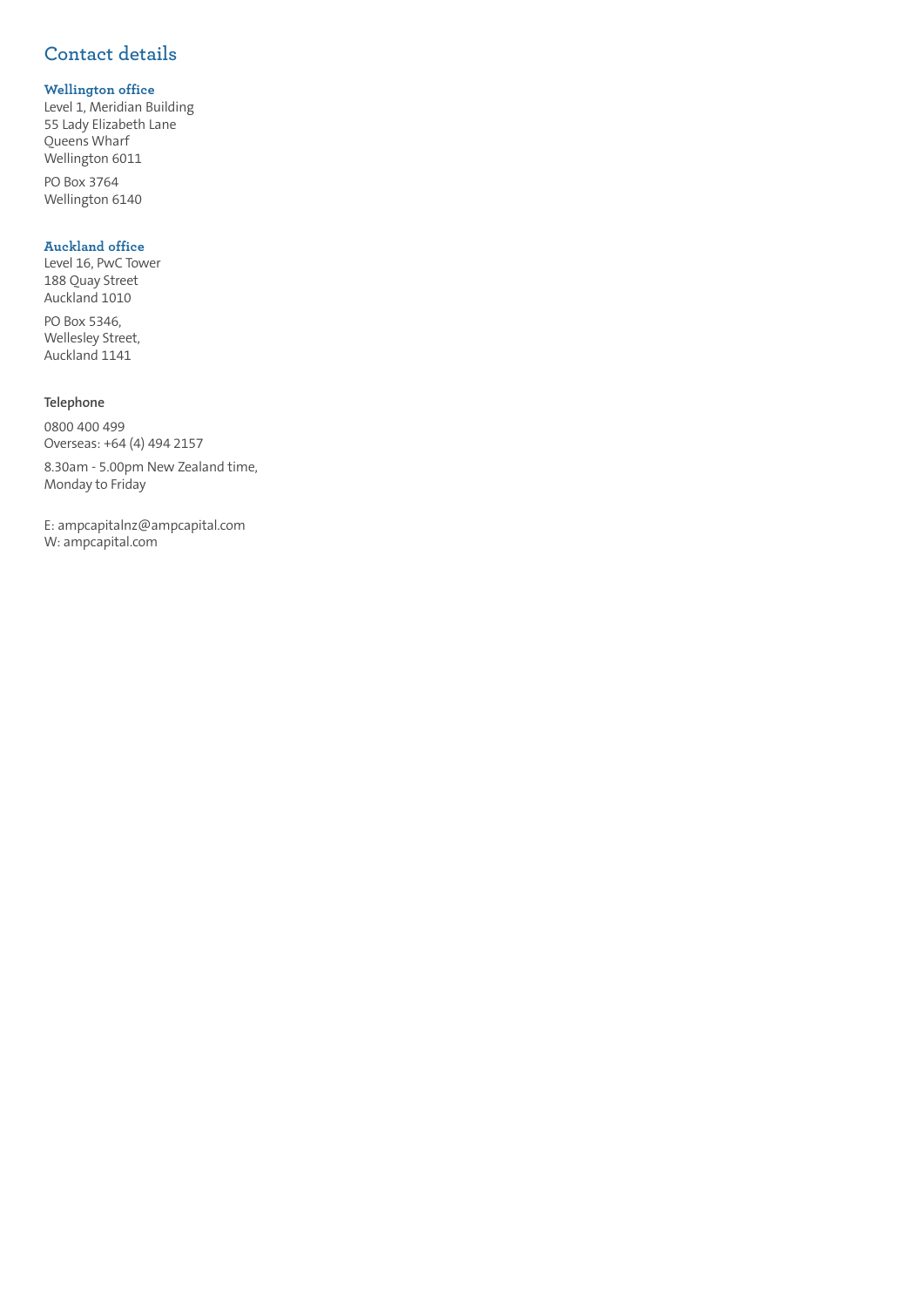## Contact details

**Wellington office**
Level 1, Meridian Building
55 Lady Elizabeth Lane
Queens Wharf
Wellington 6011

PO Box 3764
Wellington 6140

**Auckland office**
Level 16, PwC Tower
188 Quay Street
Auckland 1010

PO Box 5346,
Wellesley Street,
Auckland 1141

**Telephone**

0800 400 499
Overseas: +64 (4) 494 2157

8.30am - 5.00pm New Zealand time,
Monday to Friday

E: ampcapitalnz@ampcapital.com
W: ampcapital.com